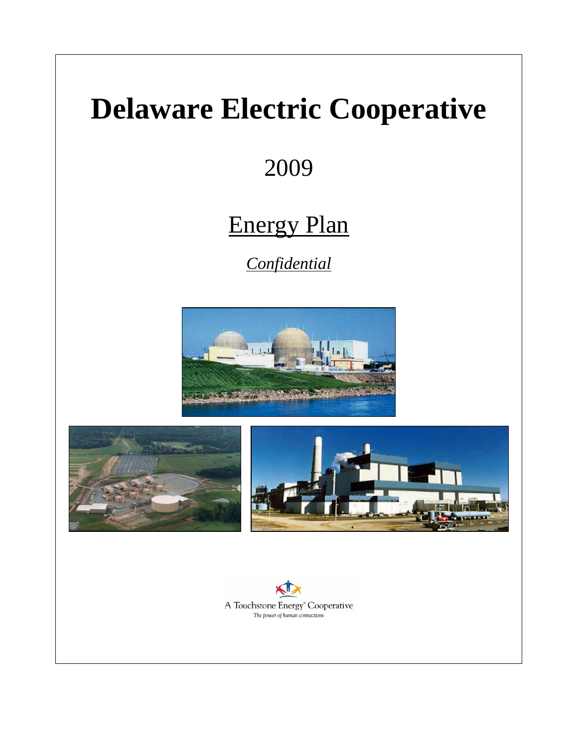# Delaware Electric Cooperative

2009

## Energy Plan

*Confidential*

A Touchstone Energy® Cooperative

*The power of human connections*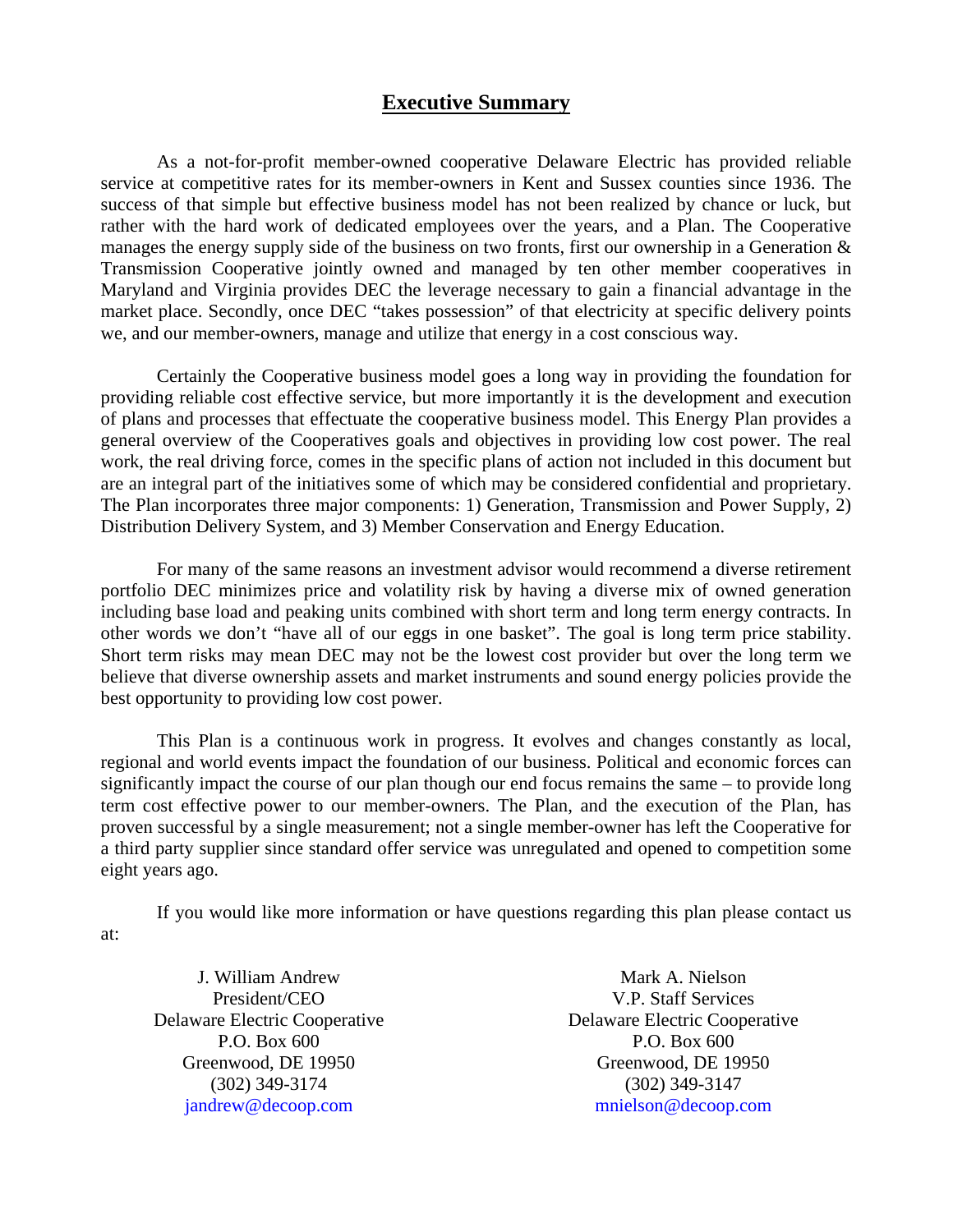# Executive Summary

As a not-for-profit member-owned cooperative Delaware Electric has provided reliable service at competitive rates for its member-owners in Kent and Sussex counties since 1936. The success of that simple but effective business model has not been realized by chance or luck, but rather with the hard work of dedicated employees over the years, and a Plan. The Cooperative manages the energy supply side of the business on two fronts, first our ownership in a Generation & Transmission Cooperative jointly owned and managed by ten other member cooperatives in Maryland and Virginia provides DEC the leverage necessary to gain a financial advantage in the market place. Secondly, once DEC "takes possession" of that electricity at specific delivery points we, and our member-owners, manage and utilize that energy in a cost conscious way.

Certainly the Cooperative business model goes a long way in providing the foundation for providing reliable cost effective service, but more importantly it is the development and execution of plans and processes that effectuate the cooperative business model. This Energy Plan provides a general overview of the Cooperatives goals and objectives in providing low cost power. The real work, the real driving force, comes in the specific plans of action not included in this document but are an integral part of the initiatives some of which may be considered confidential and proprietary. The Plan incorporates three major components: 1) Generation, Transmission and Power Supply, 2) Distribution Delivery System, and 3) Member Conservation and Energy Education.

For many of the same reasons an investment advisor would recommend a diverse retirement portfolio DEC minimizes price and volatility risk by having a diverse mix of owned generation including base load and peaking units combined with short term and long term energy contracts. In other words we don't "have all of our eggs in one basket". The goal is long term price stability. Short term risks may mean DEC may not be the lowest cost provider but over the long term we believe that diverse ownership assets and market instruments and sound energy policies provide the best opportunity to providing low cost power.

This Plan is a continuous work in progress. It evolves and changes constantly as local, regional and world events impact the foundation of our business. Political and economic forces can significantly impact the course of our plan though our end focus remains the same – to provide long term cost effective power to our member-owners. The Plan, and the execution of the Plan, has proven successful by a single measurement; not a single member-owner has left the Cooperative for a third party supplier since standard offer service was unregulated and opened to competition some eight years ago.

If you would like more information or have questions regarding this plan please contact us at:

J. William Andrew
President/CEO
Delaware Electric Cooperative
P.O. Box 600
Greenwood, DE 19950
(302) 349-3174
jandrew@decoop.com

Mark A. Nielson
V.P. Staff Services
Delaware Electric Cooperative
P.O. Box 600
Greenwood, DE 19950
(302) 349-3147
mnielson@decoop.com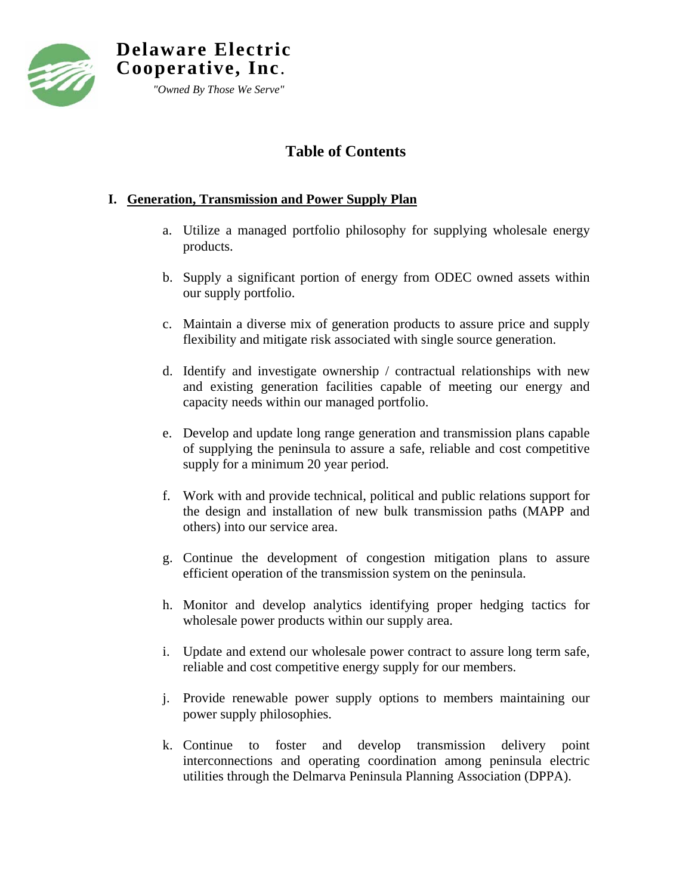**Delaware Electric Cooperative, Inc.**

*"Owned By Those We Serve"*

# Table of Contents

## I. Generation, Transmission and Power Supply Plan

a. Utilize a managed portfolio philosophy for supplying wholesale energy products.

b. Supply a significant portion of energy from ODEC owned assets within our supply portfolio.

c. Maintain a diverse mix of generation products to assure price and supply flexibility and mitigate risk associated with single source generation.

d. Identify and investigate ownership / contractual relationships with new and existing generation facilities capable of meeting our energy and capacity needs within our managed portfolio.

e. Develop and update long range generation and transmission plans capable of supplying the peninsula to assure a safe, reliable and cost competitive supply for a minimum 20 year period.

f. Work with and provide technical, political and public relations support for the design and installation of new bulk transmission paths (MAPP and others) into our service area.

g. Continue the development of congestion mitigation plans to assure efficient operation of the transmission system on the peninsula.

h. Monitor and develop analytics identifying proper hedging tactics for wholesale power products within our supply area.

i. Update and extend our wholesale power contract to assure long term safe, reliable and cost competitive energy supply for our members.

j. Provide renewable power supply options to members maintaining our power supply philosophies.

k. Continue to foster and develop transmission delivery point interconnections and operating coordination among peninsula electric utilities through the Delmarva Peninsula Planning Association (DPPA).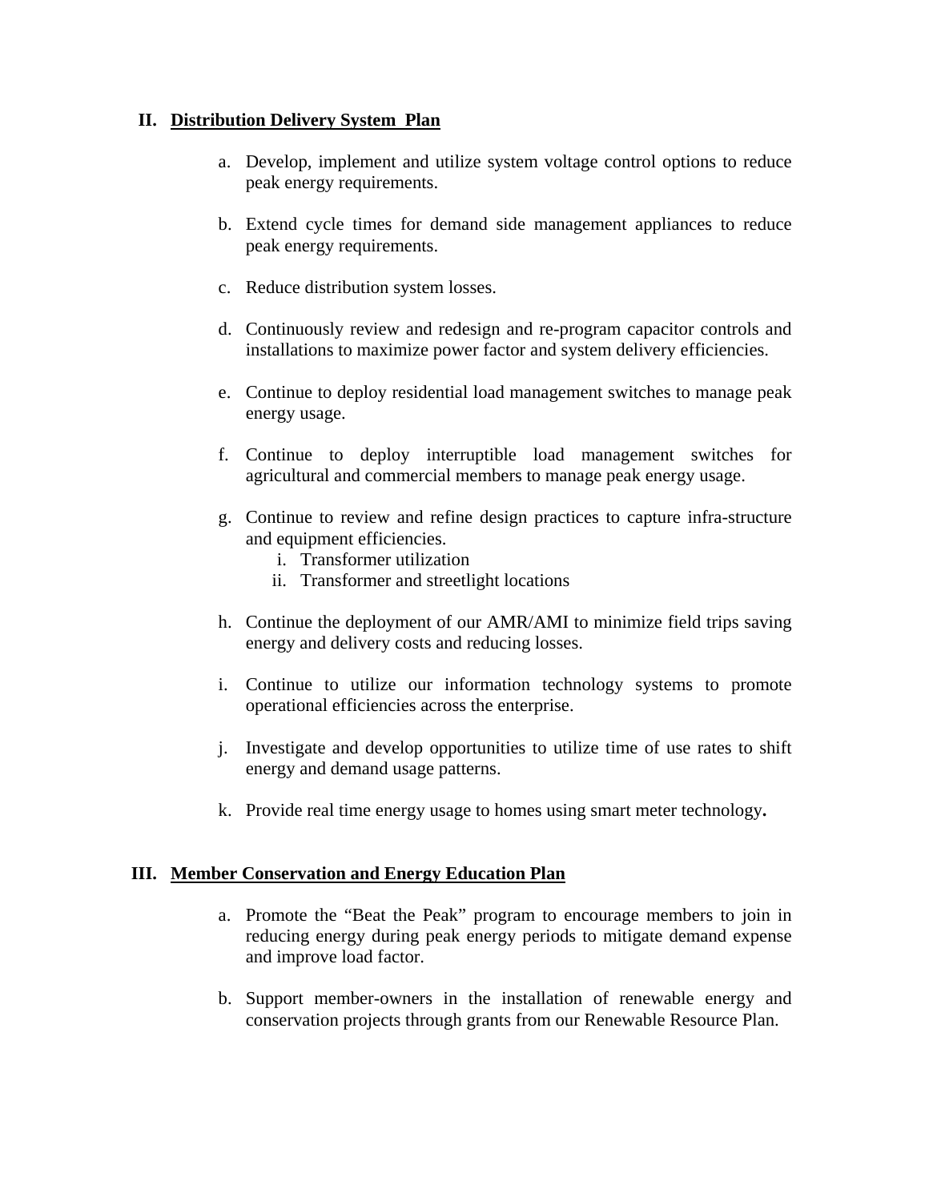## II. Distribution Delivery System Plan

a. Develop, implement and utilize system voltage control options to reduce peak energy requirements.

b. Extend cycle times for demand side management appliances to reduce peak energy requirements.

c. Reduce distribution system losses.

d. Continuously review and redesign and re-program capacitor controls and installations to maximize power factor and system delivery efficiencies.

e. Continue to deploy residential load management switches to manage peak energy usage.

f. Continue to deploy interruptible load management switches for agricultural and commercial members to manage peak energy usage.

g. Continue to review and refine design practices to capture infra-structure and equipment efficiencies.
   i. Transformer utilization
   ii. Transformer and streetlight locations

h. Continue the deployment of our AMR/AMI to minimize field trips saving energy and delivery costs and reducing losses.

i. Continue to utilize our information technology systems to promote operational efficiencies across the enterprise.

j. Investigate and develop opportunities to utilize time of use rates to shift energy and demand usage patterns.

k. Provide real time energy usage to homes using smart meter technology**.**

## III. Member Conservation and Energy Education Plan

a. Promote the “Beat the Peak” program to encourage members to join in reducing energy during peak energy periods to mitigate demand expense and improve load factor.

b. Support member-owners in the installation of renewable energy and conservation projects through grants from our Renewable Resource Plan.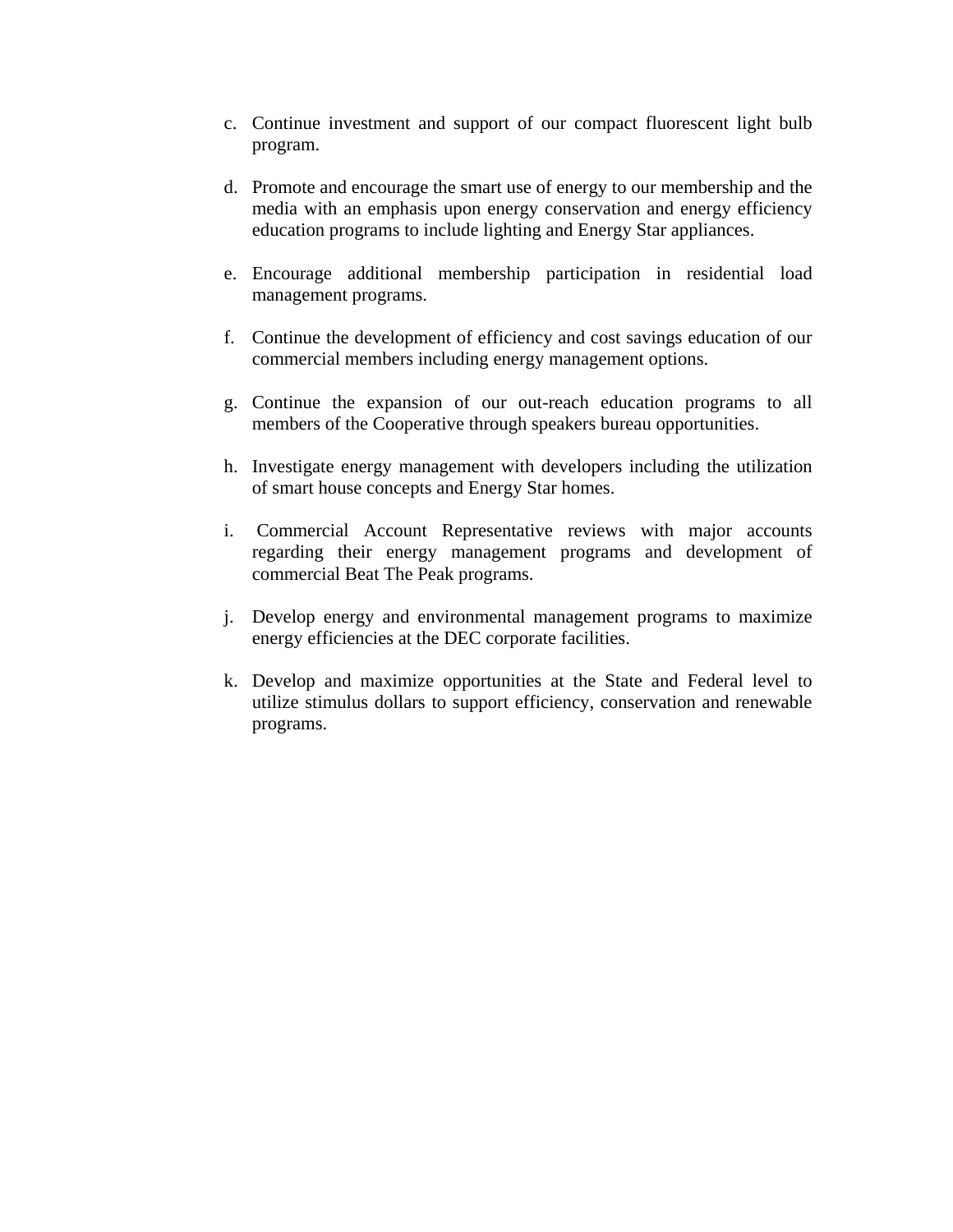c. Continue investment and support of our compact fluorescent light bulb program.

d. Promote and encourage the smart use of energy to our membership and the media with an emphasis upon energy conservation and energy efficiency education programs to include lighting and Energy Star appliances.

e. Encourage additional membership participation in residential load management programs.

f. Continue the development of efficiency and cost savings education of our commercial members including energy management options.

g. Continue the expansion of our out-reach education programs to all members of the Cooperative through speakers bureau opportunities.

h. Investigate energy management with developers including the utilization of smart house concepts and Energy Star homes.

i. Commercial Account Representative reviews with major accounts regarding their energy management programs and development of commercial Beat The Peak programs.

j. Develop energy and environmental management programs to maximize energy efficiencies at the DEC corporate facilities.

k. Develop and maximize opportunities at the State and Federal level to utilize stimulus dollars to support efficiency, conservation and renewable programs.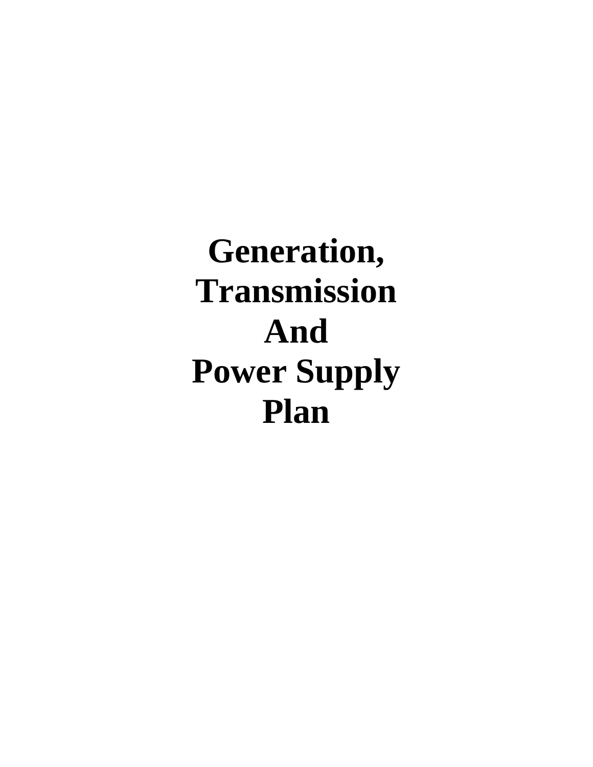# Generation, Transmission And Power Supply Plan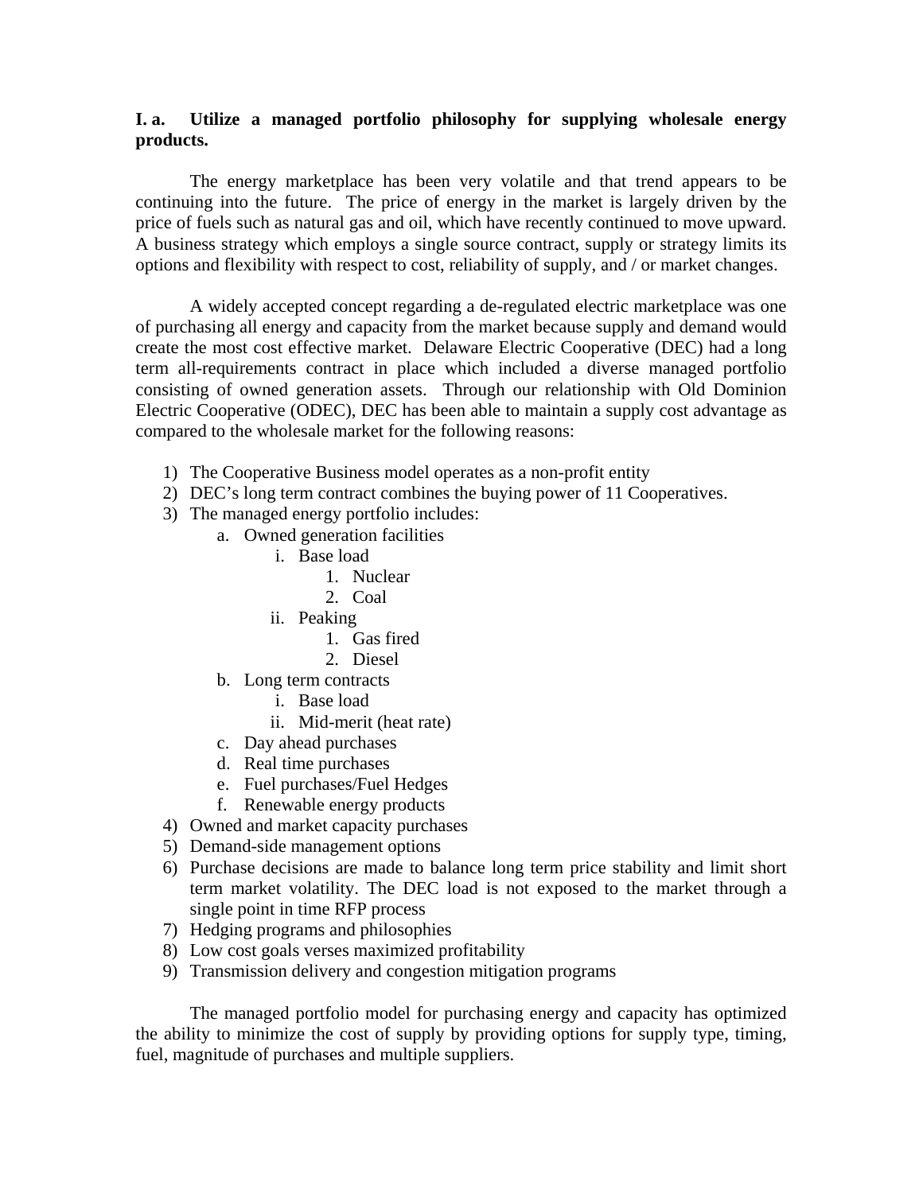**I. a. Utilize a managed portfolio philosophy for supplying wholesale energy products.**

The energy marketplace has been very volatile and that trend appears to be continuing into the future. The price of energy in the market is largely driven by the price of fuels such as natural gas and oil, which have recently continued to move upward. A business strategy which employs a single source contract, supply or strategy limits its options and flexibility with respect to cost, reliability of supply, and / or market changes.

A widely accepted concept regarding a de-regulated electric marketplace was one of purchasing all energy and capacity from the market because supply and demand would create the most cost effective market. Delaware Electric Cooperative (DEC) had a long term all-requirements contract in place which included a diverse managed portfolio consisting of owned generation assets. Through our relationship with Old Dominion Electric Cooperative (ODEC), DEC has been able to maintain a supply cost advantage as compared to the wholesale market for the following reasons:

1) The Cooperative Business model operates as a non-profit entity
2) DEC's long term contract combines the buying power of 11 Cooperatives.
3) The managed energy portfolio includes:
   a. Owned generation facilities
      i. Base load
         1. Nuclear
         2. Coal
      ii. Peaking
         1. Gas fired
         2. Diesel
   b. Long term contracts
      i. Base load
      ii. Mid-merit (heat rate)
   c. Day ahead purchases
   d. Real time purchases
   e. Fuel purchases/Fuel Hedges
   f. Renewable energy products
4) Owned and market capacity purchases
5) Demand-side management options
6) Purchase decisions are made to balance long term price stability and limit short term market volatility. The DEC load is not exposed to the market through a single point in time RFP process
7) Hedging programs and philosophies
8) Low cost goals verses maximized profitability
9) Transmission delivery and congestion mitigation programs

The managed portfolio model for purchasing energy and capacity has optimized the ability to minimize the cost of supply by providing options for supply type, timing, fuel, magnitude of purchases and multiple suppliers.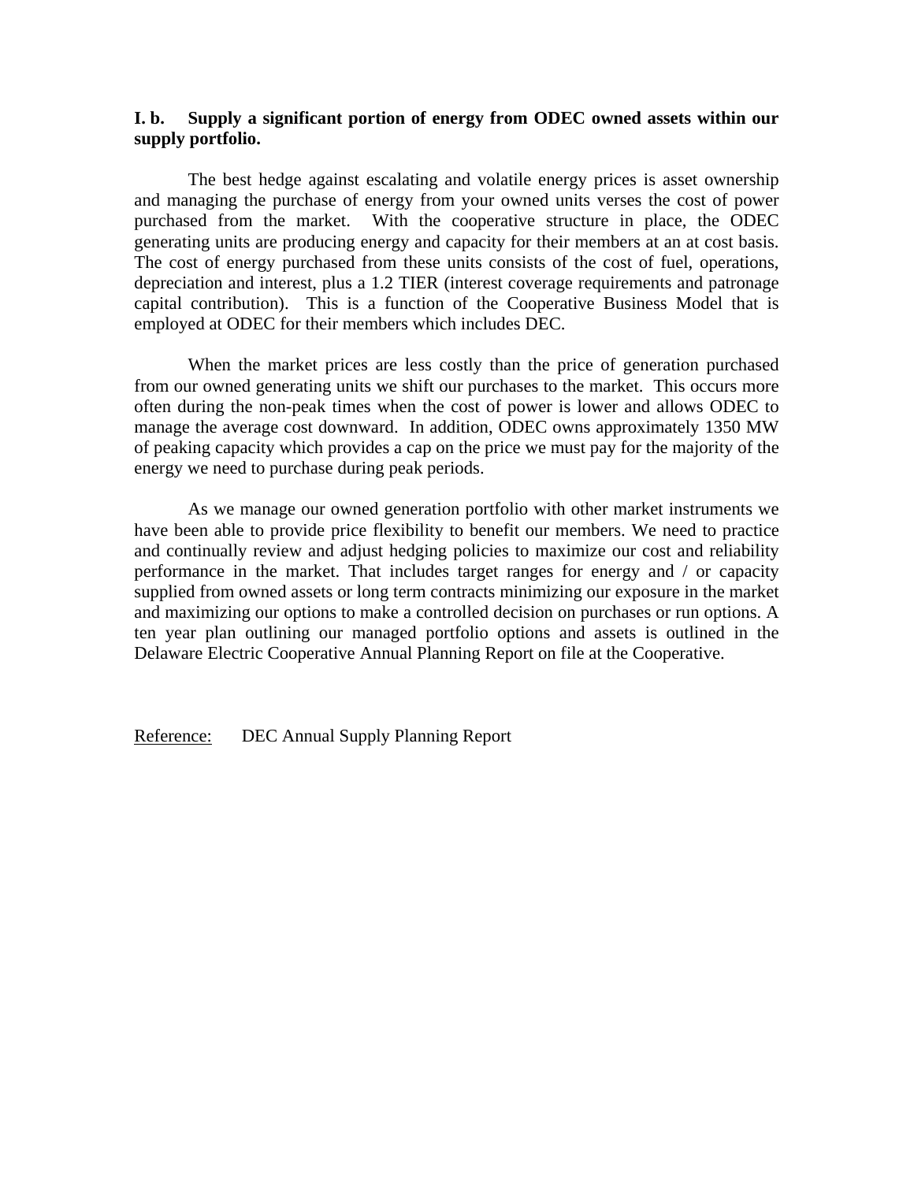**I. b. Supply a significant portion of energy from ODEC owned assets within our supply portfolio.**

The best hedge against escalating and volatile energy prices is asset ownership and managing the purchase of energy from your owned units verses the cost of power purchased from the market. With the cooperative structure in place, the ODEC generating units are producing energy and capacity for their members at an at cost basis. The cost of energy purchased from these units consists of the cost of fuel, operations, depreciation and interest, plus a 1.2 TIER (interest coverage requirements and patronage capital contribution). This is a function of the Cooperative Business Model that is employed at ODEC for their members which includes DEC.

When the market prices are less costly than the price of generation purchased from our owned generating units we shift our purchases to the market. This occurs more often during the non-peak times when the cost of power is lower and allows ODEC to manage the average cost downward. In addition, ODEC owns approximately 1350 MW of peaking capacity which provides a cap on the price we must pay for the majority of the energy we need to purchase during peak periods.

As we manage our owned generation portfolio with other market instruments we have been able to provide price flexibility to benefit our members. We need to practice and continually review and adjust hedging policies to maximize our cost and reliability performance in the market. That includes target ranges for energy and / or capacity supplied from owned assets or long term contracts minimizing our exposure in the market and maximizing our options to make a controlled decision on purchases or run options. A ten year plan outlining our managed portfolio options and assets is outlined in the Delaware Electric Cooperative Annual Planning Report on file at the Cooperative.

Reference: DEC Annual Supply Planning Report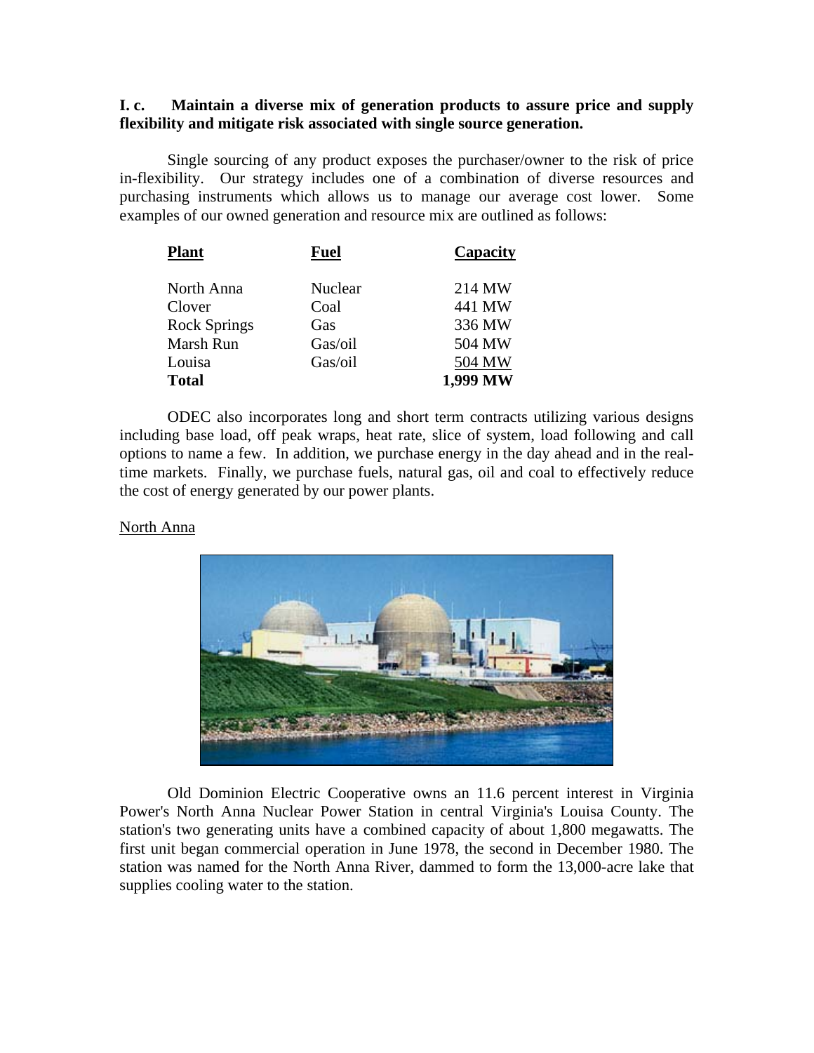**I. c. Maintain a diverse mix of generation products to assure price and supply flexibility and mitigate risk associated with single source generation.**

Single sourcing of any product exposes the purchaser/owner to the risk of price in-flexibility. Our strategy includes one of a combination of diverse resources and purchasing instruments which allows us to manage our average cost lower. Some examples of our owned generation and resource mix are outlined as follows:

| Plant | Fuel | Capacity |
|---|---|---|
| North Anna | Nuclear | 214 MW |
| Clover | Coal | 441 MW |
| Rock Springs | Gas | 336 MW |
| Marsh Run | Gas/oil | 504 MW |
| Louisa | Gas/oil | 504 MW |
| **Total** | | **1,999 MW** |

ODEC also incorporates long and short term contracts utilizing various designs including base load, off peak wraps, heat rate, slice of system, load following and call options to name a few. In addition, we purchase energy in the day ahead and in the real-time markets. Finally, we purchase fuels, natural gas, oil and coal to effectively reduce the cost of energy generated by our power plants.

North Anna

Old Dominion Electric Cooperative owns an 11.6 percent interest in Virginia Power's North Anna Nuclear Power Station in central Virginia's Louisa County. The station's two generating units have a combined capacity of about 1,800 megawatts. The first unit began commercial operation in June 1978, the second in December 1980. The station was named for the North Anna River, dammed to form the 13,000-acre lake that supplies cooling water to the station.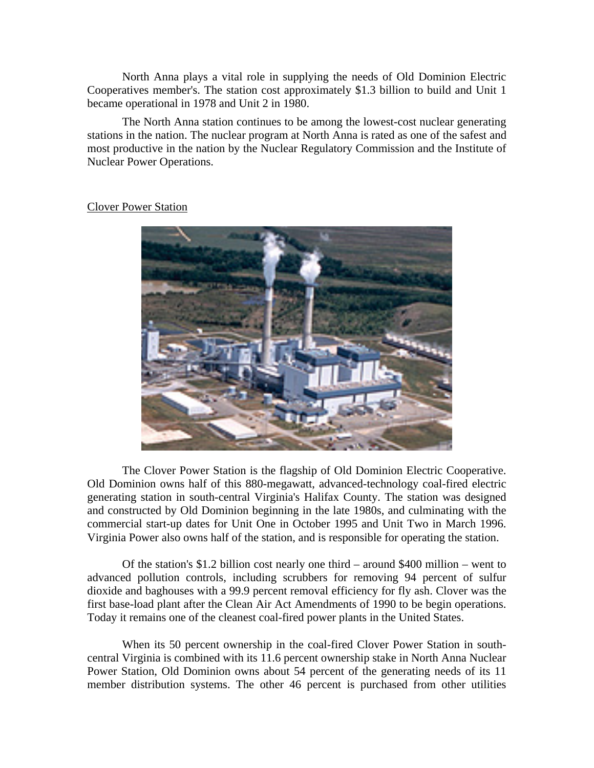North Anna plays a vital role in supplying the needs of Old Dominion Electric Cooperatives member's. The station cost approximately $1.3 billion to build and Unit 1 became operational in 1978 and Unit 2 in 1980.

The North Anna station continues to be among the lowest-cost nuclear generating stations in the nation. The nuclear program at North Anna is rated as one of the safest and most productive in the nation by the Nuclear Regulatory Commission and the Institute of Nuclear Power Operations.

<u>Clover Power Station</u>

The Clover Power Station is the flagship of Old Dominion Electric Cooperative. Old Dominion owns half of this 880-megawatt, advanced-technology coal-fired electric generating station in south-central Virginia's Halifax County. The station was designed and constructed by Old Dominion beginning in the late 1980s, and culminating with the commercial start-up dates for Unit One in October 1995 and Unit Two in March 1996. Virginia Power also owns half of the station, and is responsible for operating the station.

Of the station's $1.2 billion cost nearly one third – around $400 million – went to advanced pollution controls, including scrubbers for removing 94 percent of sulfur dioxide and baghouses with a 99.9 percent removal efficiency for fly ash. Clover was the first base-load plant after the Clean Air Act Amendments of 1990 to be begin operations. Today it remains one of the cleanest coal-fired power plants in the United States.

When its 50 percent ownership in the coal-fired Clover Power Station in south-central Virginia is combined with its 11.6 percent ownership stake in North Anna Nuclear Power Station, Old Dominion owns about 54 percent of the generating needs of its 11 member distribution systems. The other 46 percent is purchased from other utilities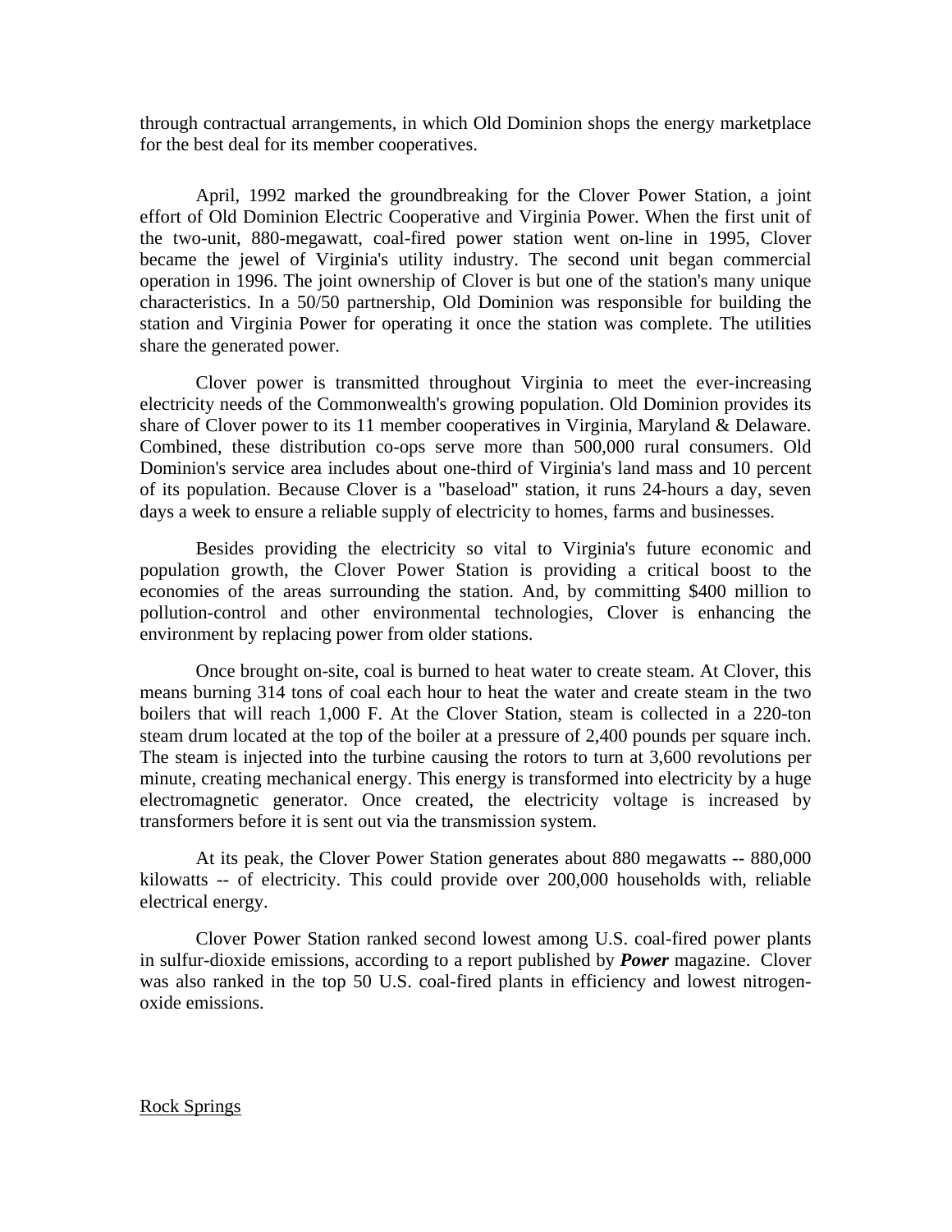through contractual arrangements, in which Old Dominion shops the energy marketplace for the best deal for its member cooperatives.

April, 1992 marked the groundbreaking for the Clover Power Station, a joint effort of Old Dominion Electric Cooperative and Virginia Power. When the first unit of the two-unit, 880-megawatt, coal-fired power station went on-line in 1995, Clover became the jewel of Virginia's utility industry. The second unit began commercial operation in 1996. The joint ownership of Clover is but one of the station's many unique characteristics. In a 50/50 partnership, Old Dominion was responsible for building the station and Virginia Power for operating it once the station was complete. The utilities share the generated power.

Clover power is transmitted throughout Virginia to meet the ever-increasing electricity needs of the Commonwealth's growing population. Old Dominion provides its share of Clover power to its 11 member cooperatives in Virginia, Maryland & Delaware. Combined, these distribution co-ops serve more than 500,000 rural consumers. Old Dominion's service area includes about one-third of Virginia's land mass and 10 percent of its population. Because Clover is a "baseload" station, it runs 24-hours a day, seven days a week to ensure a reliable supply of electricity to homes, farms and businesses.

Besides providing the electricity so vital to Virginia's future economic and population growth, the Clover Power Station is providing a critical boost to the economies of the areas surrounding the station. And, by committing $400 million to pollution-control and other environmental technologies, Clover is enhancing the environment by replacing power from older stations.

Once brought on-site, coal is burned to heat water to create steam. At Clover, this means burning 314 tons of coal each hour to heat the water and create steam in the two boilers that will reach 1,000 F. At the Clover Station, steam is collected in a 220-ton steam drum located at the top of the boiler at a pressure of 2,400 pounds per square inch. The steam is injected into the turbine causing the rotors to turn at 3,600 revolutions per minute, creating mechanical energy. This energy is transformed into electricity by a huge electromagnetic generator. Once created, the electricity voltage is increased by transformers before it is sent out via the transmission system.

At its peak, the Clover Power Station generates about 880 megawatts -- 880,000 kilowatts -- of electricity. This could provide over 200,000 households with, reliable electrical energy.

Clover Power Station ranked second lowest among U.S. coal-fired power plants in sulfur-dioxide emissions, according to a report published by ***Power*** magazine. Clover was also ranked in the top 50 U.S. coal-fired plants in efficiency and lowest nitrogen-oxide emissions.

Rock Springs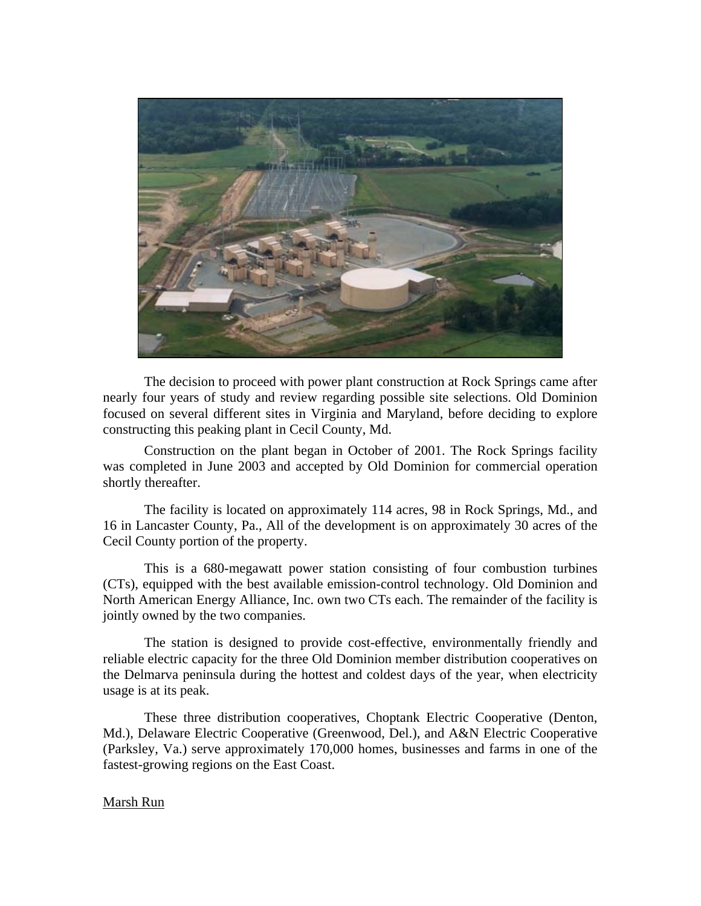The decision to proceed with power plant construction at Rock Springs came after nearly four years of study and review regarding possible site selections. Old Dominion focused on several different sites in Virginia and Maryland, before deciding to explore constructing this peaking plant in Cecil County, Md.

Construction on the plant began in October of 2001. The Rock Springs facility was completed in June 2003 and accepted by Old Dominion for commercial operation shortly thereafter.

The facility is located on approximately 114 acres, 98 in Rock Springs, Md., and 16 in Lancaster County, Pa., All of the development is on approximately 30 acres of the Cecil County portion of the property.

This is a 680-megawatt power station consisting of four combustion turbines (CTs), equipped with the best available emission-control technology. Old Dominion and North American Energy Alliance, Inc. own two CTs each. The remainder of the facility is jointly owned by the two companies.

The station is designed to provide cost-effective, environmentally friendly and reliable electric capacity for the three Old Dominion member distribution cooperatives on the Delmarva peninsula during the hottest and coldest days of the year, when electricity usage is at its peak.

These three distribution cooperatives, Choptank Electric Cooperative (Denton, Md.), Delaware Electric Cooperative (Greenwood, Del.), and A&N Electric Cooperative (Parksley, Va.) serve approximately 170,000 homes, businesses and farms in one of the fastest-growing regions on the East Coast.

Marsh Run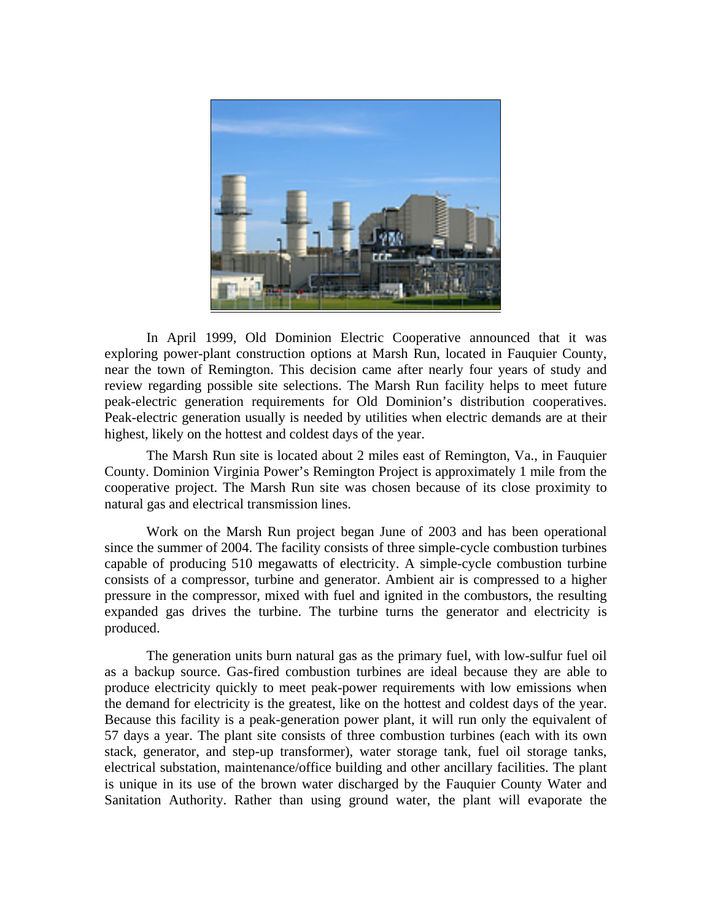In April 1999, Old Dominion Electric Cooperative announced that it was exploring power-plant construction options at Marsh Run, located in Fauquier County, near the town of Remington. This decision came after nearly four years of study and review regarding possible site selections. The Marsh Run facility helps to meet future peak-electric generation requirements for Old Dominion's distribution cooperatives. Peak-electric generation usually is needed by utilities when electric demands are at their highest, likely on the hottest and coldest days of the year.

The Marsh Run site is located about 2 miles east of Remington, Va., in Fauquier County. Dominion Virginia Power's Remington Project is approximately 1 mile from the cooperative project. The Marsh Run site was chosen because of its close proximity to natural gas and electrical transmission lines.

Work on the Marsh Run project began June of 2003 and has been operational since the summer of 2004. The facility consists of three simple-cycle combustion turbines capable of producing 510 megawatts of electricity. A simple-cycle combustion turbine consists of a compressor, turbine and generator. Ambient air is compressed to a higher pressure in the compressor, mixed with fuel and ignited in the combustors, the resulting expanded gas drives the turbine. The turbine turns the generator and electricity is produced.

The generation units burn natural gas as the primary fuel, with low-sulfur fuel oil as a backup source. Gas-fired combustion turbines are ideal because they are able to produce electricity quickly to meet peak-power requirements with low emissions when the demand for electricity is the greatest, like on the hottest and coldest days of the year. Because this facility is a peak-generation power plant, it will run only the equivalent of 57 days a year. The plant site consists of three combustion turbines (each with its own stack, generator, and step-up transformer), water storage tank, fuel oil storage tanks, electrical substation, maintenance/office building and other ancillary facilities. The plant is unique in its use of the brown water discharged by the Fauquier County Water and Sanitation Authority. Rather than using ground water, the plant will evaporate the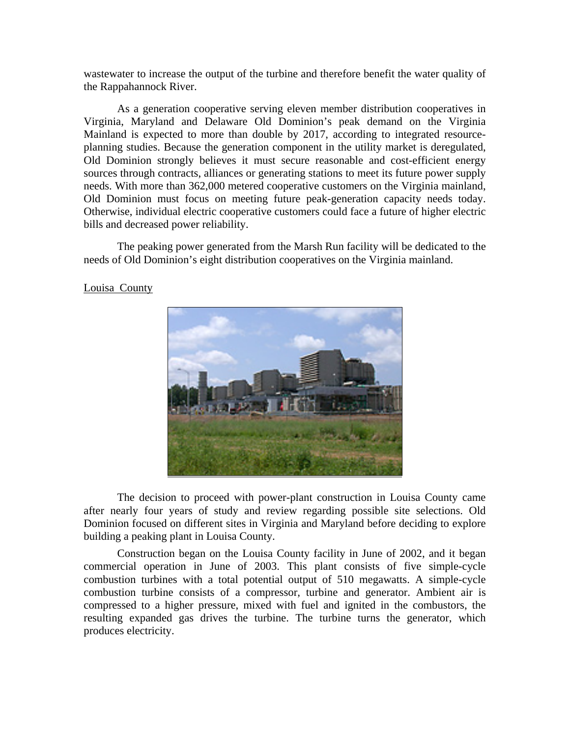wastewater to increase the output of the turbine and therefore benefit the water quality of the Rappahannock River.

As a generation cooperative serving eleven member distribution cooperatives in Virginia, Maryland and Delaware Old Dominion's peak demand on the Virginia Mainland is expected to more than double by 2017, according to integrated resource-planning studies. Because the generation component in the utility market is deregulated, Old Dominion strongly believes it must secure reasonable and cost-efficient energy sources through contracts, alliances or generating stations to meet its future power supply needs. With more than 362,000 metered cooperative customers on the Virginia mainland, Old Dominion must focus on meeting future peak-generation capacity needs today. Otherwise, individual electric cooperative customers could face a future of higher electric bills and decreased power reliability.

The peaking power generated from the Marsh Run facility will be dedicated to the needs of Old Dominion's eight distribution cooperatives on the Virginia mainland.

Louisa County

The decision to proceed with power-plant construction in Louisa County came after nearly four years of study and review regarding possible site selections. Old Dominion focused on different sites in Virginia and Maryland before deciding to explore building a peaking plant in Louisa County.

Construction began on the Louisa County facility in June of 2002, and it began commercial operation in June of 2003. This plant consists of five simple-cycle combustion turbines with a total potential output of 510 megawatts. A simple-cycle combustion turbine consists of a compressor, turbine and generator. Ambient air is compressed to a higher pressure, mixed with fuel and ignited in the combustors, the resulting expanded gas drives the turbine. The turbine turns the generator, which produces electricity.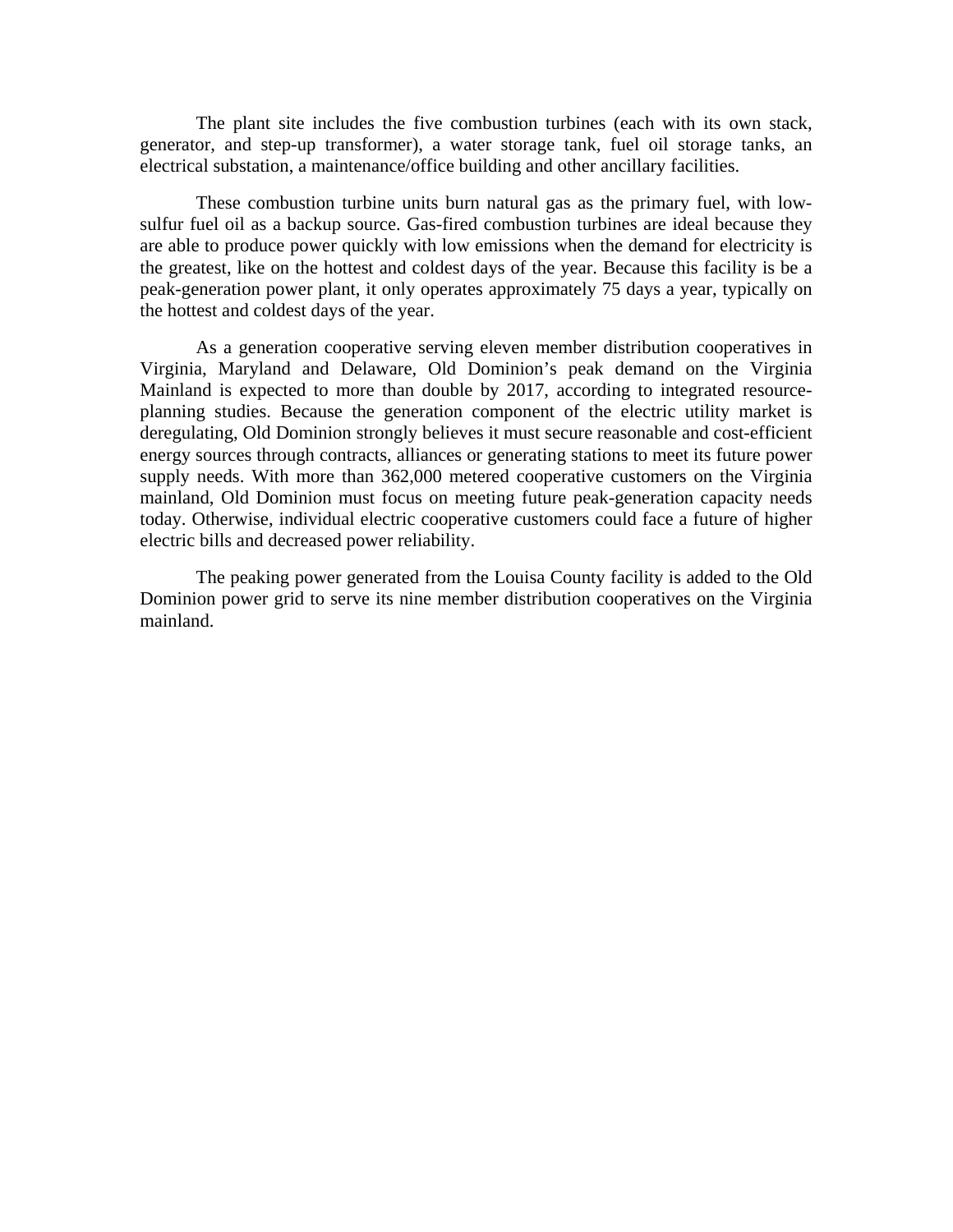The plant site includes the five combustion turbines (each with its own stack, generator, and step-up transformer), a water storage tank, fuel oil storage tanks, an electrical substation, a maintenance/office building and other ancillary facilities.

These combustion turbine units burn natural gas as the primary fuel, with low-sulfur fuel oil as a backup source. Gas-fired combustion turbines are ideal because they are able to produce power quickly with low emissions when the demand for electricity is the greatest, like on the hottest and coldest days of the year. Because this facility is be a peak-generation power plant, it only operates approximately 75 days a year, typically on the hottest and coldest days of the year.

As a generation cooperative serving eleven member distribution cooperatives in Virginia, Maryland and Delaware, Old Dominion's peak demand on the Virginia Mainland is expected to more than double by 2017, according to integrated resource-planning studies. Because the generation component of the electric utility market is deregulating, Old Dominion strongly believes it must secure reasonable and cost-efficient energy sources through contracts, alliances or generating stations to meet its future power supply needs. With more than 362,000 metered cooperative customers on the Virginia mainland, Old Dominion must focus on meeting future peak-generation capacity needs today. Otherwise, individual electric cooperative customers could face a future of higher electric bills and decreased power reliability.

The peaking power generated from the Louisa County facility is added to the Old Dominion power grid to serve its nine member distribution cooperatives on the Virginia mainland.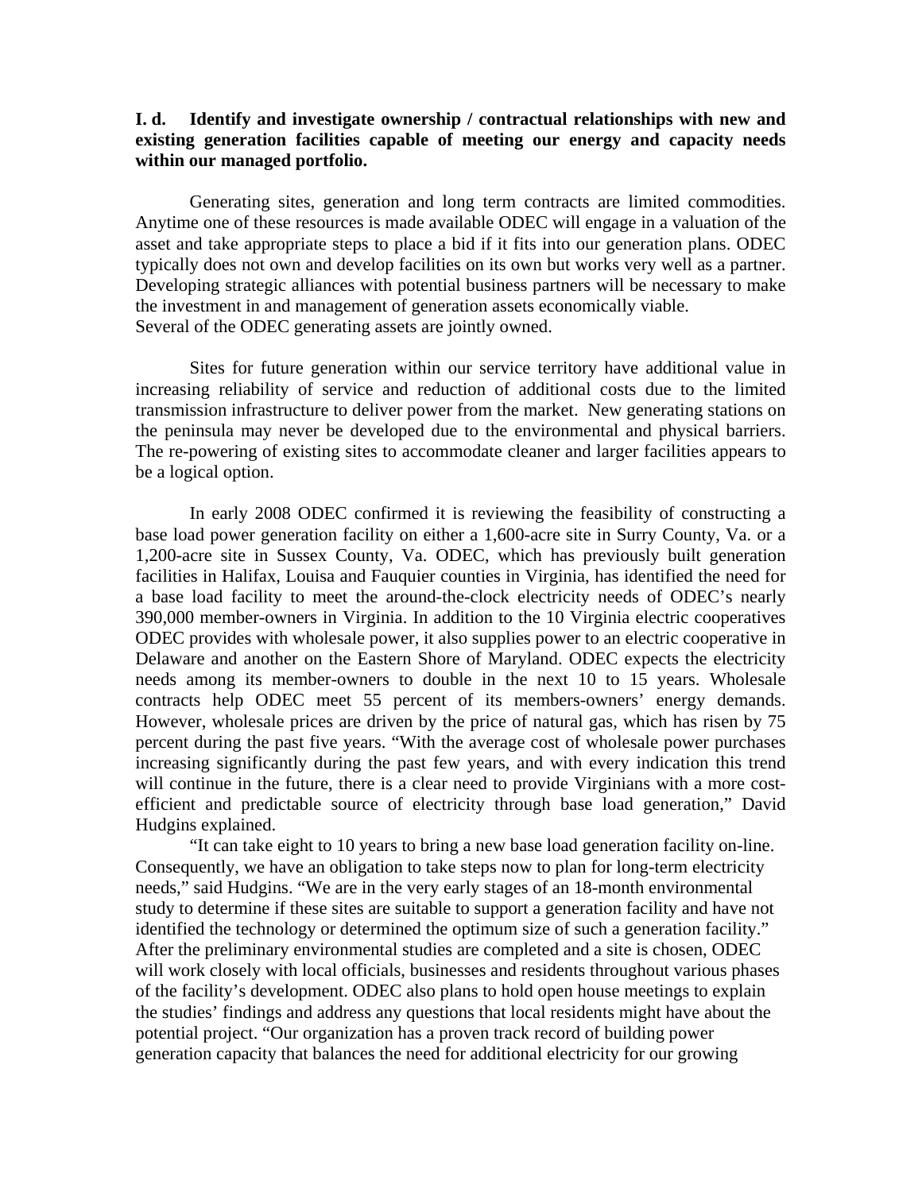**I. d. Identify and investigate ownership / contractual relationships with new and existing generation facilities capable of meeting our energy and capacity needs within our managed portfolio.**

Generating sites, generation and long term contracts are limited commodities. Anytime one of these resources is made available ODEC will engage in a valuation of the asset and take appropriate steps to place a bid if it fits into our generation plans. ODEC typically does not own and develop facilities on its own but works very well as a partner. Developing strategic alliances with potential business partners will be necessary to make the investment in and management of generation assets economically viable.
Several of the ODEC generating assets are jointly owned.

Sites for future generation within our service territory have additional value in increasing reliability of service and reduction of additional costs due to the limited transmission infrastructure to deliver power from the market. New generating stations on the peninsula may never be developed due to the environmental and physical barriers. The re-powering of existing sites to accommodate cleaner and larger facilities appears to be a logical option.

In early 2008 ODEC confirmed it is reviewing the feasibility of constructing a base load power generation facility on either a 1,600-acre site in Surry County, Va. or a 1,200-acre site in Sussex County, Va. ODEC, which has previously built generation facilities in Halifax, Louisa and Fauquier counties in Virginia, has identified the need for a base load facility to meet the around-the-clock electricity needs of ODEC's nearly 390,000 member-owners in Virginia. In addition to the 10 Virginia electric cooperatives ODEC provides with wholesale power, it also supplies power to an electric cooperative in Delaware and another on the Eastern Shore of Maryland. ODEC expects the electricity needs among its member-owners to double in the next 10 to 15 years. Wholesale contracts help ODEC meet 55 percent of its members-owners' energy demands. However, wholesale prices are driven by the price of natural gas, which has risen by 75 percent during the past five years. "With the average cost of wholesale power purchases increasing significantly during the past few years, and with every indication this trend will continue in the future, there is a clear need to provide Virginians with a more cost-efficient and predictable source of electricity through base load generation," David Hudgins explained.

"It can take eight to 10 years to bring a new base load generation facility on-line. Consequently, we have an obligation to take steps now to plan for long-term electricity needs," said Hudgins. "We are in the very early stages of an 18-month environmental study to determine if these sites are suitable to support a generation facility and have not identified the technology or determined the optimum size of such a generation facility." After the preliminary environmental studies are completed and a site is chosen, ODEC will work closely with local officials, businesses and residents throughout various phases of the facility's development. ODEC also plans to hold open house meetings to explain the studies' findings and address any questions that local residents might have about the potential project. "Our organization has a proven track record of building power generation capacity that balances the need for additional electricity for our growing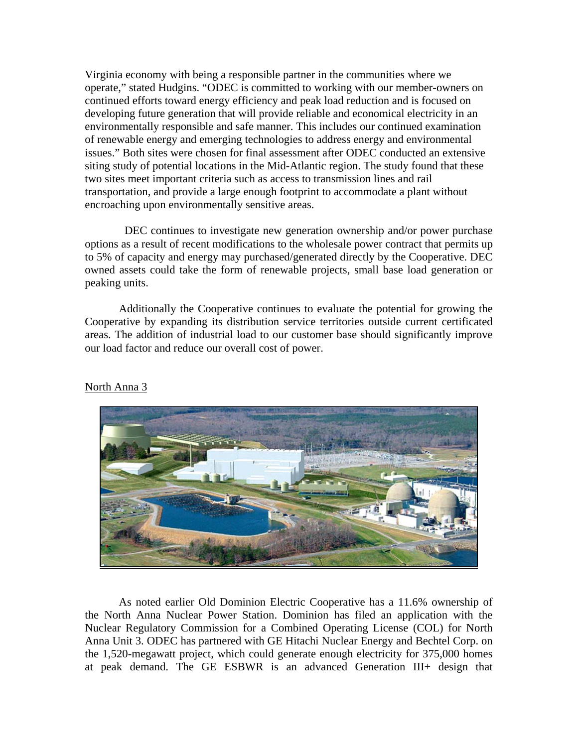Virginia economy with being a responsible partner in the communities where we operate," stated Hudgins. "ODEC is committed to working with our member-owners on continued efforts toward energy efficiency and peak load reduction and is focused on developing future generation that will provide reliable and economical electricity in an environmentally responsible and safe manner. This includes our continued examination of renewable energy and emerging technologies to address energy and environmental issues." Both sites were chosen for final assessment after ODEC conducted an extensive siting study of potential locations in the Mid-Atlantic region. The study found that these two sites meet important criteria such as access to transmission lines and rail transportation, and provide a large enough footprint to accommodate a plant without encroaching upon environmentally sensitive areas.

DEC continues to investigate new generation ownership and/or power purchase options as a result of recent modifications to the wholesale power contract that permits up to 5% of capacity and energy may purchased/generated directly by the Cooperative. DEC owned assets could take the form of renewable projects, small base load generation or peaking units.

Additionally the Cooperative continues to evaluate the potential for growing the Cooperative by expanding its distribution service territories outside current certificated areas. The addition of industrial load to our customer base should significantly improve our load factor and reduce our overall cost of power.

North Anna 3

As noted earlier Old Dominion Electric Cooperative has a 11.6% ownership of the North Anna Nuclear Power Station. Dominion has filed an application with the Nuclear Regulatory Commission for a Combined Operating License (COL) for North Anna Unit 3. ODEC has partnered with GE Hitachi Nuclear Energy and Bechtel Corp. on the 1,520-megawatt project, which could generate enough electricity for 375,000 homes at peak demand. The GE ESBWR is an advanced Generation III+ design that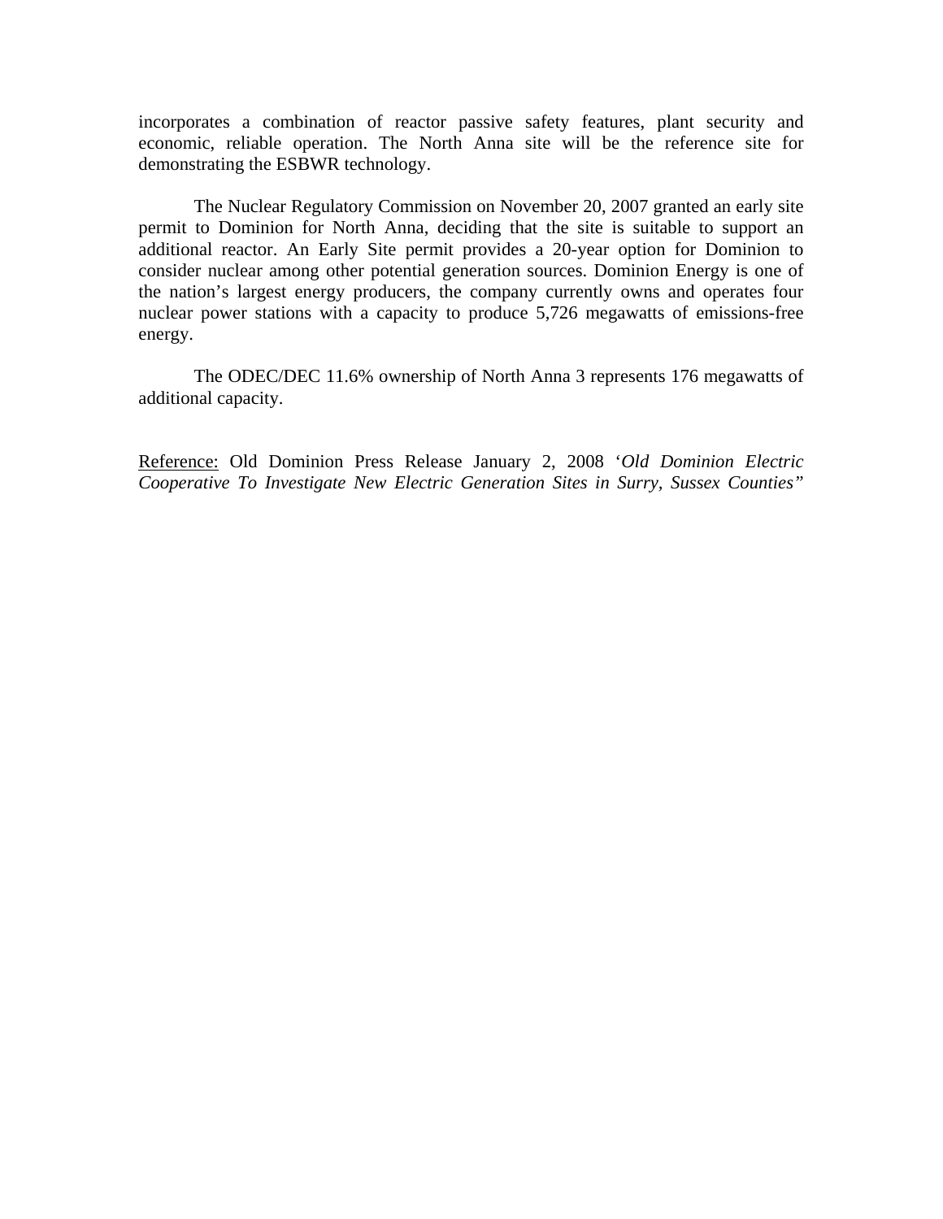incorporates a combination of reactor passive safety features, plant security and economic, reliable operation. The North Anna site will be the reference site for demonstrating the ESBWR technology.

The Nuclear Regulatory Commission on November 20, 2007 granted an early site permit to Dominion for North Anna, deciding that the site is suitable to support an additional reactor. An Early Site permit provides a 20-year option for Dominion to consider nuclear among other potential generation sources. Dominion Energy is one of the nation's largest energy producers, the company currently owns and operates four nuclear power stations with a capacity to produce 5,726 megawatts of emissions-free energy.

The ODEC/DEC 11.6% ownership of North Anna 3 represents 176 megawatts of additional capacity.

<u>Reference:</u> Old Dominion Press Release January 2, 2008 '*Old Dominion Electric Cooperative To Investigate New Electric Generation Sites in Surry, Sussex Counties"*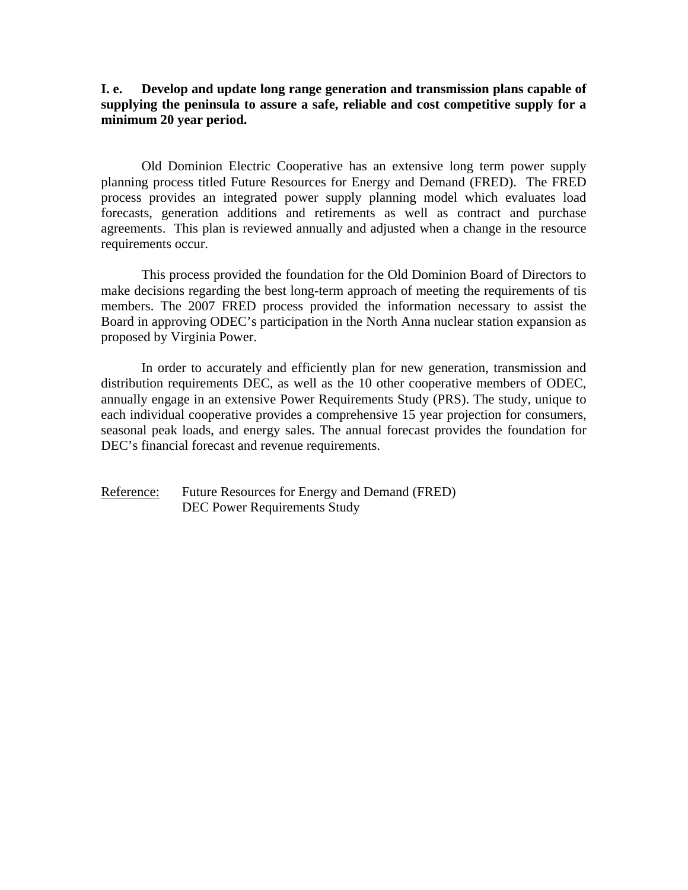**I. e. Develop and update long range generation and transmission plans capable of supplying the peninsula to assure a safe, reliable and cost competitive supply for a minimum 20 year period.**

Old Dominion Electric Cooperative has an extensive long term power supply planning process titled Future Resources for Energy and Demand (FRED). The FRED process provides an integrated power supply planning model which evaluates load forecasts, generation additions and retirements as well as contract and purchase agreements. This plan is reviewed annually and adjusted when a change in the resource requirements occur.

This process provided the foundation for the Old Dominion Board of Directors to make decisions regarding the best long-term approach of meeting the requirements of tis members. The 2007 FRED process provided the information necessary to assist the Board in approving ODEC's participation in the North Anna nuclear station expansion as proposed by Virginia Power.

In order to accurately and efficiently plan for new generation, transmission and distribution requirements DEC, as well as the 10 other cooperative members of ODEC, annually engage in an extensive Power Requirements Study (PRS). The study, unique to each individual cooperative provides a comprehensive 15 year projection for consumers, seasonal peak loads, and energy sales. The annual forecast provides the foundation for DEC's financial forecast and revenue requirements.

<u>Reference:</u> Future Resources for Energy and Demand (FRED)
DEC Power Requirements Study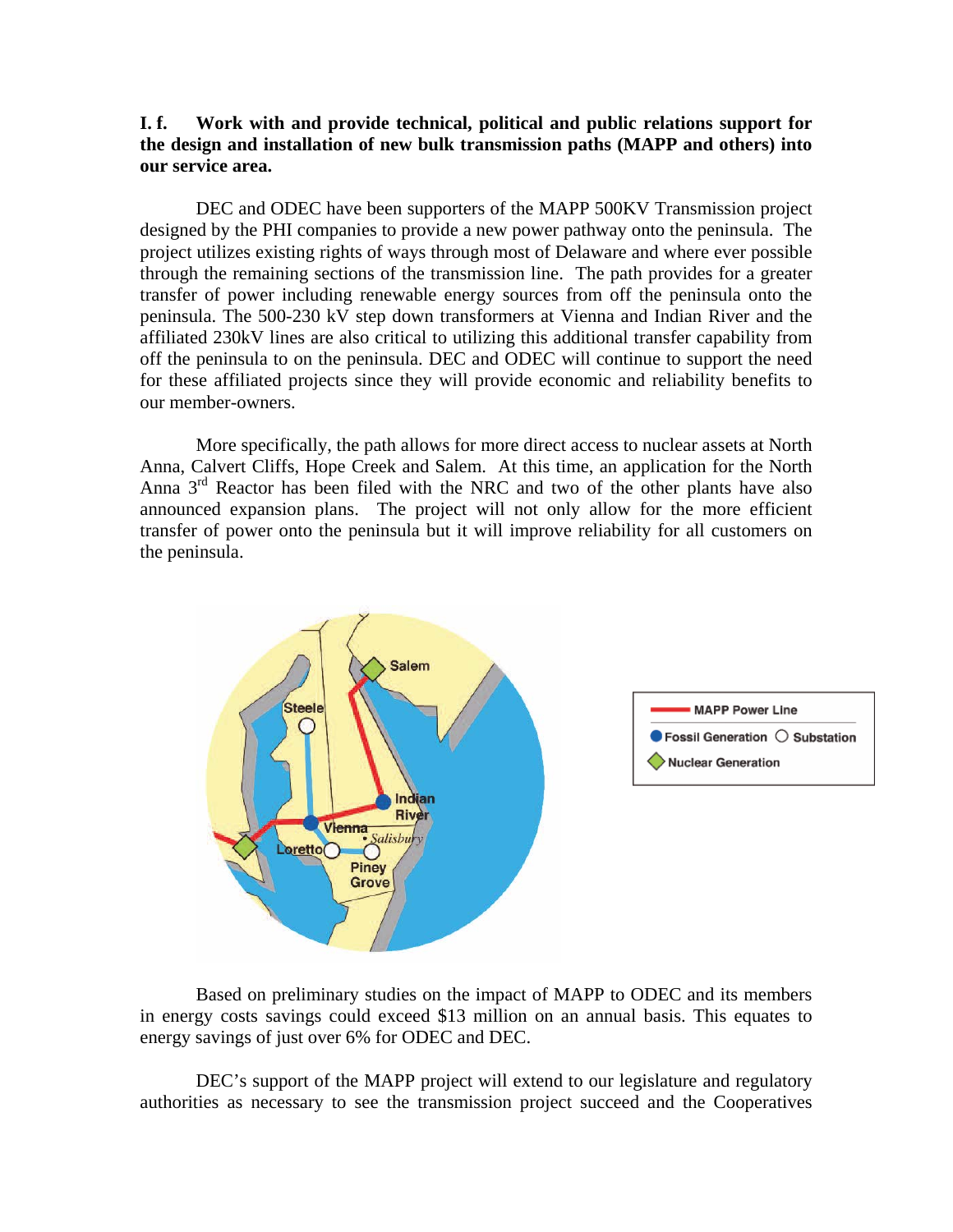**I. f. Work with and provide technical, political and public relations support for the design and installation of new bulk transmission paths (MAPP and others) into our service area.**

DEC and ODEC have been supporters of the MAPP 500KV Transmission project designed by the PHI companies to provide a new power pathway onto the peninsula. The project utilizes existing rights of ways through most of Delaware and where ever possible through the remaining sections of the transmission line. The path provides for a greater transfer of power including renewable energy sources from off the peninsula onto the peninsula. The 500-230 kV step down transformers at Vienna and Indian River and the affiliated 230kV lines are also critical to utilizing this additional transfer capability from off the peninsula to on the peninsula. DEC and ODEC will continue to support the need for these affiliated projects since they will provide economic and reliability benefits to our member-owners.

More specifically, the path allows for more direct access to nuclear assets at North Anna, Calvert Cliffs, Hope Creek and Salem. At this time, an application for the North Anna 3rd Reactor has been filed with the NRC and two of the other plants have also announced expansion plans. The project will not only allow for the more efficient transfer of power onto the peninsula but it will improve reliability for all customers on the peninsula.

Based on preliminary studies on the impact of MAPP to ODEC and its members in energy costs savings could exceed $13 million on an annual basis. This equates to energy savings of just over 6% for ODEC and DEC.

DEC's support of the MAPP project will extend to our legislature and regulatory authorities as necessary to see the transmission project succeed and the Cooperatives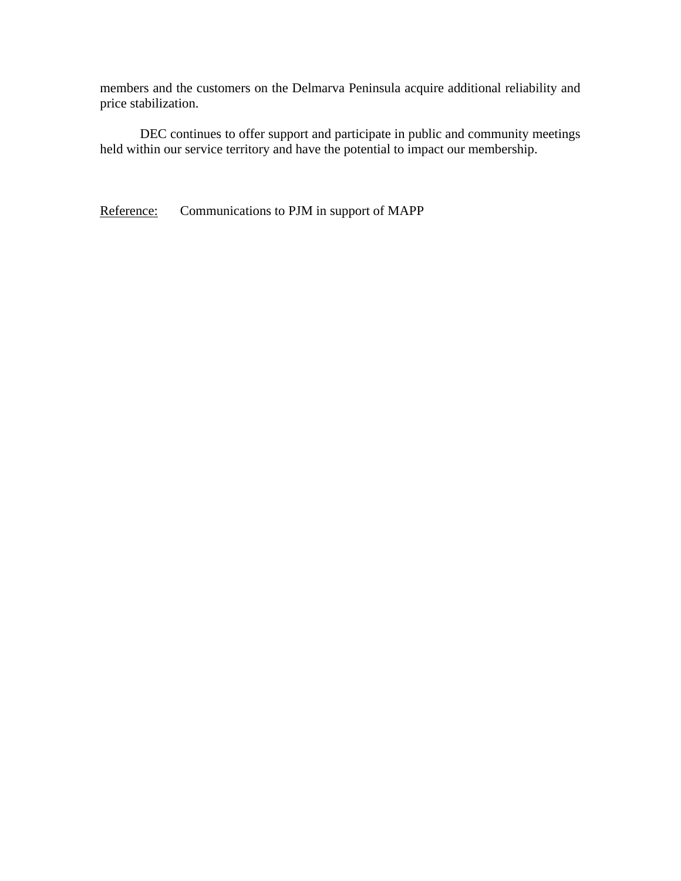members and the customers on the Delmarva Peninsula acquire additional reliability and price stabilization.

DEC continues to offer support and participate in public and community meetings held within our service territory and have the potential to impact our membership.

<u>Reference:</u> Communications to PJM in support of MAPP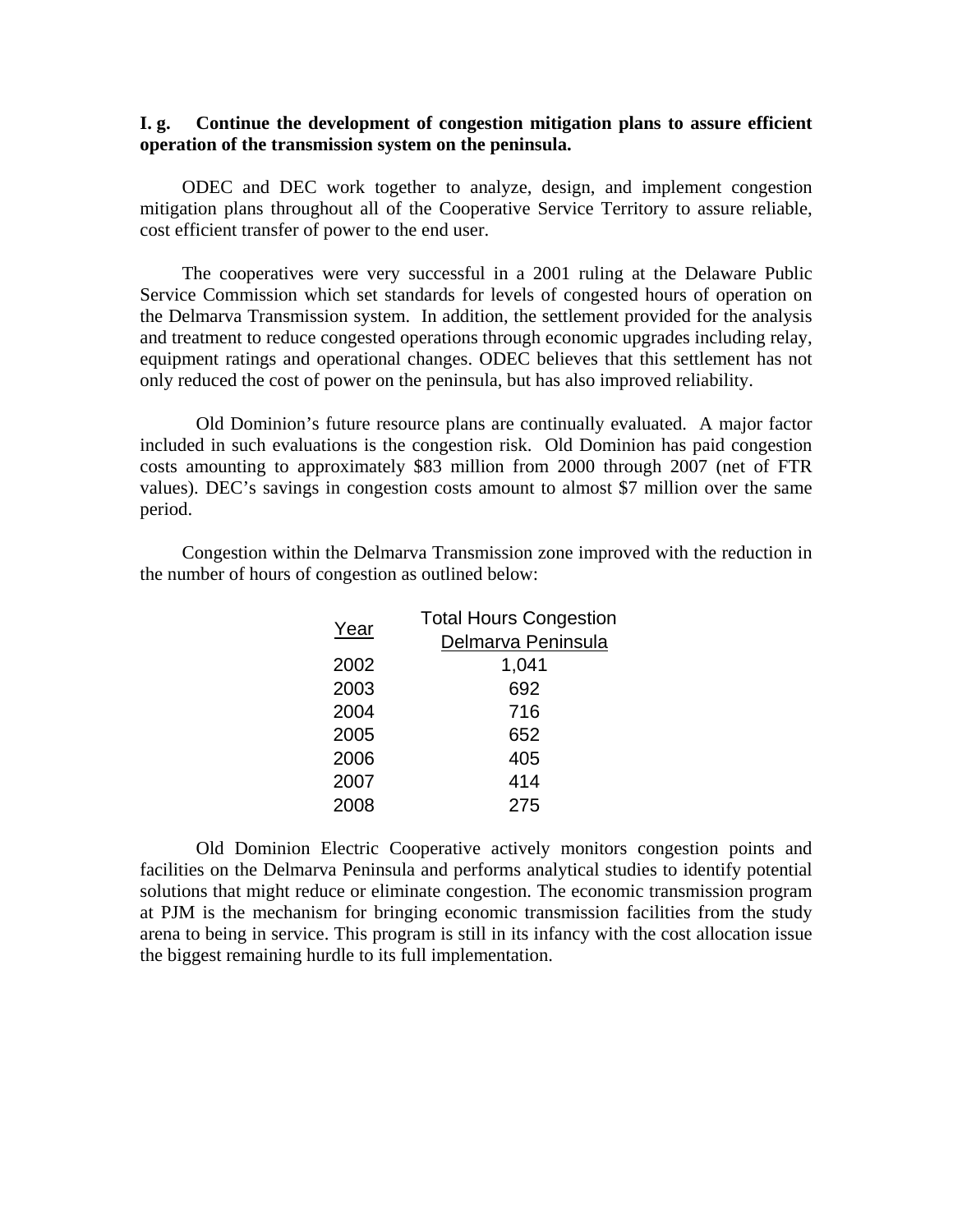**I. g. Continue the development of congestion mitigation plans to assure efficient operation of the transmission system on the peninsula.**

ODEC and DEC work together to analyze, design, and implement congestion mitigation plans throughout all of the Cooperative Service Territory to assure reliable, cost efficient transfer of power to the end user.

The cooperatives were very successful in a 2001 ruling at the Delaware Public Service Commission which set standards for levels of congested hours of operation on the Delmarva Transmission system. In addition, the settlement provided for the analysis and treatment to reduce congested operations through economic upgrades including relay, equipment ratings and operational changes. ODEC believes that this settlement has not only reduced the cost of power on the peninsula, but has also improved reliability.

Old Dominion's future resource plans are continually evaluated. A major factor included in such evaluations is the congestion risk. Old Dominion has paid congestion costs amounting to approximately $83 million from 2000 through 2007 (net of FTR values). DEC's savings in congestion costs amount to almost $7 million over the same period.

Congestion within the Delmarva Transmission zone improved with the reduction in the number of hours of congestion as outlined below:

| Year | Total Hours Congestion Delmarva Peninsula |
|---|---|
| 2002 | 1,041 |
| 2003 | 692 |
| 2004 | 716 |
| 2005 | 652 |
| 2006 | 405 |
| 2007 | 414 |
| 2008 | 275 |

Old Dominion Electric Cooperative actively monitors congestion points and facilities on the Delmarva Peninsula and performs analytical studies to identify potential solutions that might reduce or eliminate congestion. The economic transmission program at PJM is the mechanism for bringing economic transmission facilities from the study arena to being in service. This program is still in its infancy with the cost allocation issue the biggest remaining hurdle to its full implementation.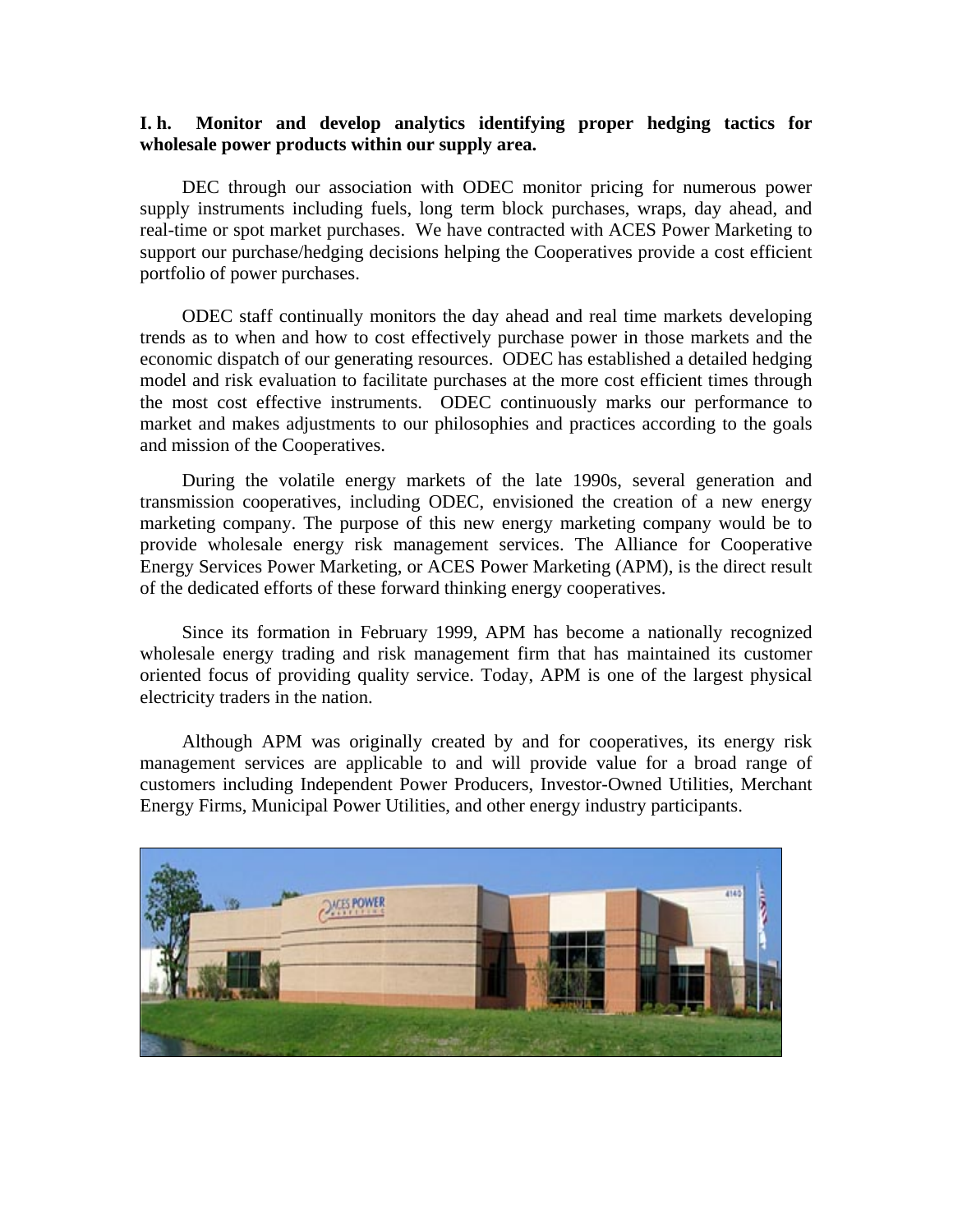**I. h. Monitor and develop analytics identifying proper hedging tactics for wholesale power products within our supply area.**

DEC through our association with ODEC monitor pricing for numerous power supply instruments including fuels, long term block purchases, wraps, day ahead, and real-time or spot market purchases. We have contracted with ACES Power Marketing to support our purchase/hedging decisions helping the Cooperatives provide a cost efficient portfolio of power purchases.

ODEC staff continually monitors the day ahead and real time markets developing trends as to when and how to cost effectively purchase power in those markets and the economic dispatch of our generating resources. ODEC has established a detailed hedging model and risk evaluation to facilitate purchases at the more cost efficient times through the most cost effective instruments. ODEC continuously marks our performance to market and makes adjustments to our philosophies and practices according to the goals and mission of the Cooperatives.

During the volatile energy markets of the late 1990s, several generation and transmission cooperatives, including ODEC, envisioned the creation of a new energy marketing company. The purpose of this new energy marketing company would be to provide wholesale energy risk management services. The Alliance for Cooperative Energy Services Power Marketing, or ACES Power Marketing (APM), is the direct result of the dedicated efforts of these forward thinking energy cooperatives.

Since its formation in February 1999, APM has become a nationally recognized wholesale energy trading and risk management firm that has maintained its customer oriented focus of providing quality service. Today, APM is one of the largest physical electricity traders in the nation.

Although APM was originally created by and for cooperatives, its energy risk management services are applicable to and will provide value for a broad range of customers including Independent Power Producers, Investor-Owned Utilities, Merchant Energy Firms, Municipal Power Utilities, and other energy industry participants.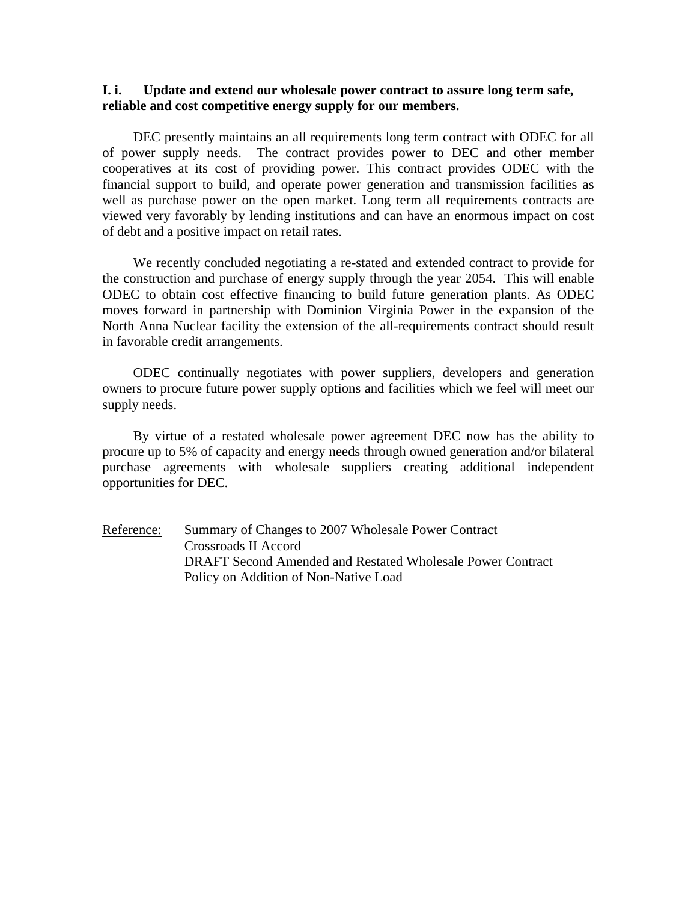**I. i. Update and extend our wholesale power contract to assure long term safe, reliable and cost competitive energy supply for our members.**

DEC presently maintains an all requirements long term contract with ODEC for all of power supply needs. The contract provides power to DEC and other member cooperatives at its cost of providing power. This contract provides ODEC with the financial support to build, and operate power generation and transmission facilities as well as purchase power on the open market. Long term all requirements contracts are viewed very favorably by lending institutions and can have an enormous impact on cost of debt and a positive impact on retail rates.

We recently concluded negotiating a re-stated and extended contract to provide for the construction and purchase of energy supply through the year 2054. This will enable ODEC to obtain cost effective financing to build future generation plants. As ODEC moves forward in partnership with Dominion Virginia Power in the expansion of the North Anna Nuclear facility the extension of the all-requirements contract should result in favorable credit arrangements.

ODEC continually negotiates with power suppliers, developers and generation owners to procure future power supply options and facilities which we feel will meet our supply needs.

By virtue of a restated wholesale power agreement DEC now has the ability to procure up to 5% of capacity and energy needs through owned generation and/or bilateral purchase agreements with wholesale suppliers creating additional independent opportunities for DEC.

Reference: Summary of Changes to 2007 Wholesale Power Contract
Crossroads II Accord
DRAFT Second Amended and Restated Wholesale Power Contract
Policy on Addition of Non-Native Load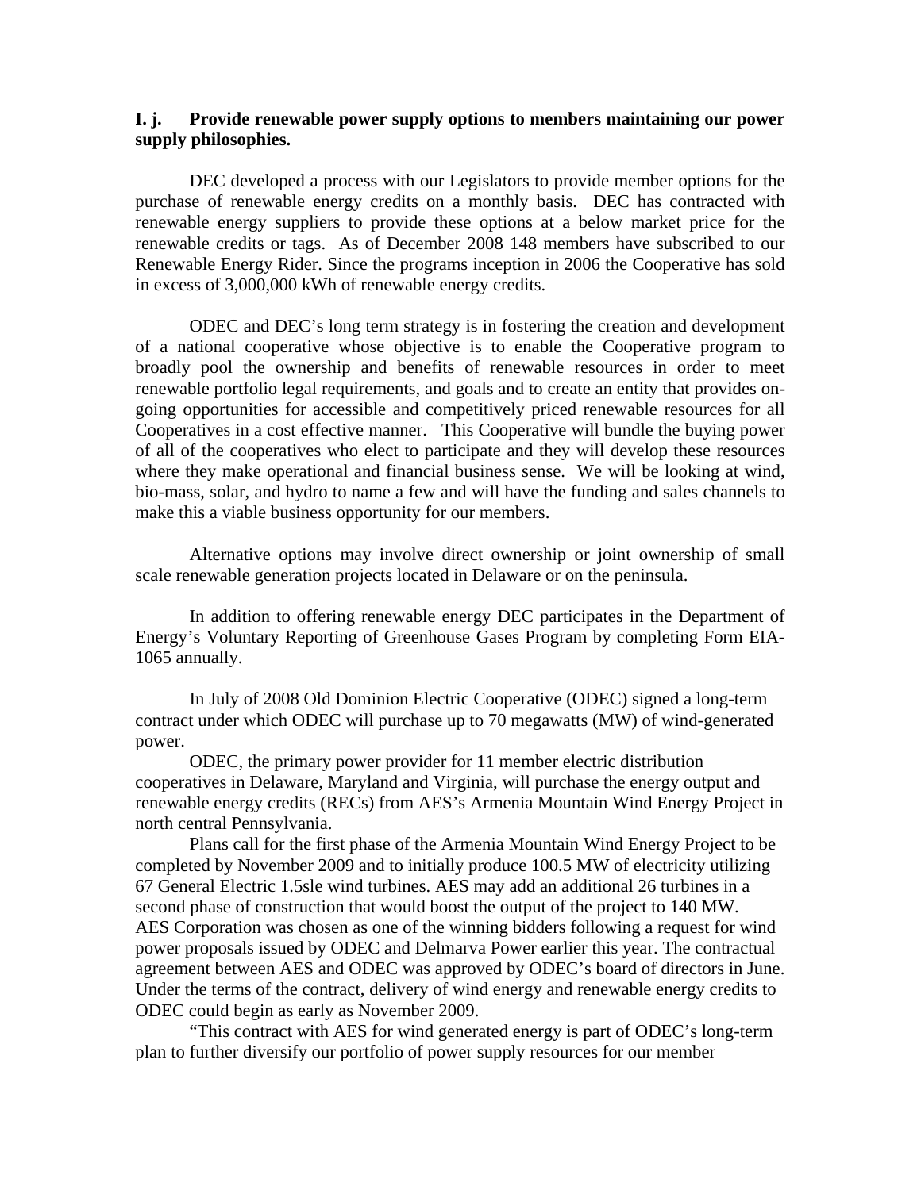**I. j. Provide renewable power supply options to members maintaining our power supply philosophies.**

DEC developed a process with our Legislators to provide member options for the purchase of renewable energy credits on a monthly basis. DEC has contracted with renewable energy suppliers to provide these options at a below market price for the renewable credits or tags. As of December 2008 148 members have subscribed to our Renewable Energy Rider. Since the programs inception in 2006 the Cooperative has sold in excess of 3,000,000 kWh of renewable energy credits.

ODEC and DEC's long term strategy is in fostering the creation and development of a national cooperative whose objective is to enable the Cooperative program to broadly pool the ownership and benefits of renewable resources in order to meet renewable portfolio legal requirements, and goals and to create an entity that provides on-going opportunities for accessible and competitively priced renewable resources for all Cooperatives in a cost effective manner. This Cooperative will bundle the buying power of all of the cooperatives who elect to participate and they will develop these resources where they make operational and financial business sense. We will be looking at wind, bio-mass, solar, and hydro to name a few and will have the funding and sales channels to make this a viable business opportunity for our members.

Alternative options may involve direct ownership or joint ownership of small scale renewable generation projects located in Delaware or on the peninsula.

In addition to offering renewable energy DEC participates in the Department of Energy's Voluntary Reporting of Greenhouse Gases Program by completing Form EIA-1065 annually.

In July of 2008 Old Dominion Electric Cooperative (ODEC) signed a long-term contract under which ODEC will purchase up to 70 megawatts (MW) of wind-generated power.

ODEC, the primary power provider for 11 member electric distribution cooperatives in Delaware, Maryland and Virginia, will purchase the energy output and renewable energy credits (RECs) from AES's Armenia Mountain Wind Energy Project in north central Pennsylvania.

Plans call for the first phase of the Armenia Mountain Wind Energy Project to be completed by November 2009 and to initially produce 100.5 MW of electricity utilizing 67 General Electric 1.5sle wind turbines. AES may add an additional 26 turbines in a second phase of construction that would boost the output of the project to 140 MW. AES Corporation was chosen as one of the winning bidders following a request for wind power proposals issued by ODEC and Delmarva Power earlier this year. The contractual agreement between AES and ODEC was approved by ODEC's board of directors in June. Under the terms of the contract, delivery of wind energy and renewable energy credits to ODEC could begin as early as November 2009.

"This contract with AES for wind generated energy is part of ODEC's long-term plan to further diversify our portfolio of power supply resources for our member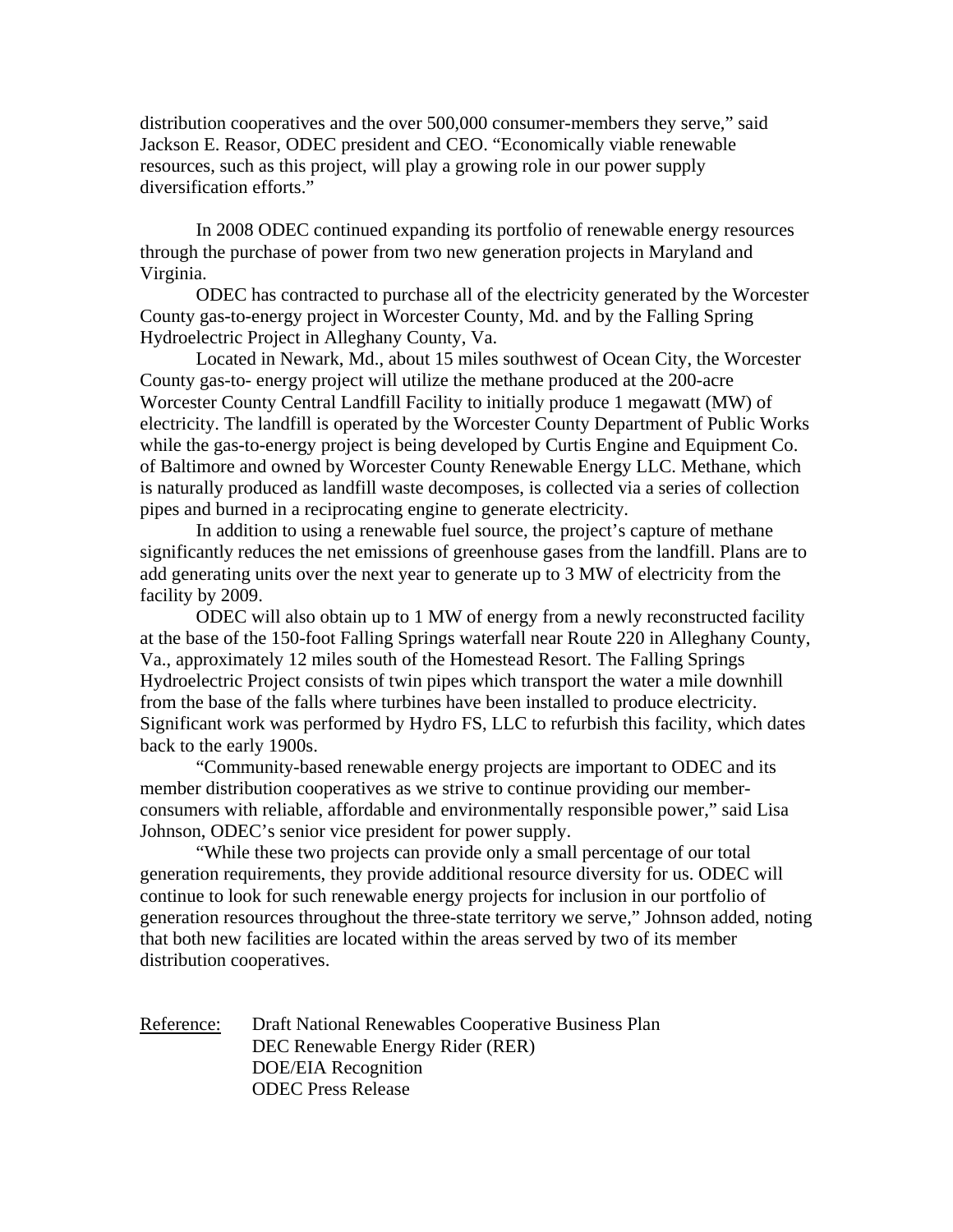distribution cooperatives and the over 500,000 consumer-members they serve," said Jackson E. Reasor, ODEC president and CEO. "Economically viable renewable resources, such as this project, will play a growing role in our power supply diversification efforts."

In 2008 ODEC continued expanding its portfolio of renewable energy resources through the purchase of power from two new generation projects in Maryland and Virginia.

ODEC has contracted to purchase all of the electricity generated by the Worcester County gas-to-energy project in Worcester County, Md. and by the Falling Spring Hydroelectric Project in Alleghany County, Va.

Located in Newark, Md., about 15 miles southwest of Ocean City, the Worcester County gas-to- energy project will utilize the methane produced at the 200-acre Worcester County Central Landfill Facility to initially produce 1 megawatt (MW) of electricity. The landfill is operated by the Worcester County Department of Public Works while the gas-to-energy project is being developed by Curtis Engine and Equipment Co. of Baltimore and owned by Worcester County Renewable Energy LLC. Methane, which is naturally produced as landfill waste decomposes, is collected via a series of collection pipes and burned in a reciprocating engine to generate electricity.

In addition to using a renewable fuel source, the project's capture of methane significantly reduces the net emissions of greenhouse gases from the landfill. Plans are to add generating units over the next year to generate up to 3 MW of electricity from the facility by 2009.

ODEC will also obtain up to 1 MW of energy from a newly reconstructed facility at the base of the 150-foot Falling Springs waterfall near Route 220 in Alleghany County, Va., approximately 12 miles south of the Homestead Resort. The Falling Springs Hydroelectric Project consists of twin pipes which transport the water a mile downhill from the base of the falls where turbines have been installed to produce electricity. Significant work was performed by Hydro FS, LLC to refurbish this facility, which dates back to the early 1900s.

"Community-based renewable energy projects are important to ODEC and its member distribution cooperatives as we strive to continue providing our member-consumers with reliable, affordable and environmentally responsible power," said Lisa Johnson, ODEC's senior vice president for power supply.

"While these two projects can provide only a small percentage of our total generation requirements, they provide additional resource diversity for us. ODEC will continue to look for such renewable energy projects for inclusion in our portfolio of generation resources throughout the three-state territory we serve," Johnson added, noting that both new facilities are located within the areas served by two of its member distribution cooperatives.

Reference:
- Draft National Renewables Cooperative Business Plan
- DEC Renewable Energy Rider (RER)
- DOE/EIA Recognition
- ODEC Press Release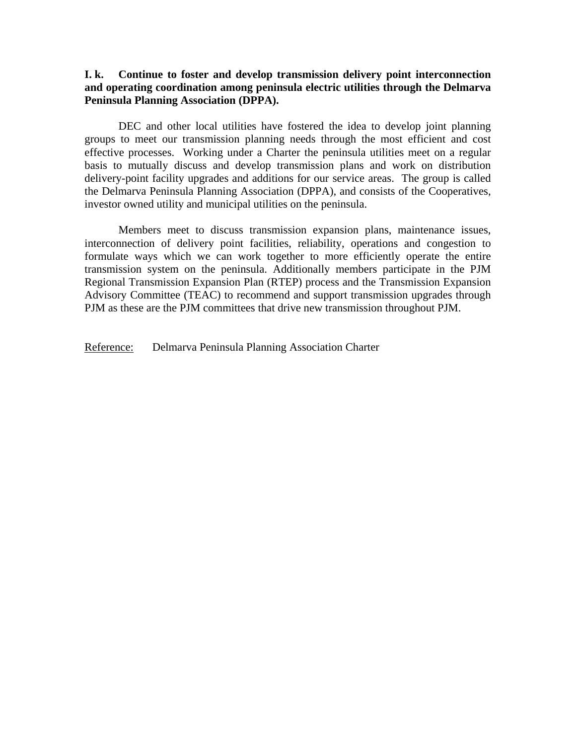**I. k. Continue to foster and develop transmission delivery point interconnection and operating coordination among peninsula electric utilities through the Delmarva Peninsula Planning Association (DPPA).**

DEC and other local utilities have fostered the idea to develop joint planning groups to meet our transmission planning needs through the most efficient and cost effective processes. Working under a Charter the peninsula utilities meet on a regular basis to mutually discuss and develop transmission plans and work on distribution delivery-point facility upgrades and additions for our service areas. The group is called the Delmarva Peninsula Planning Association (DPPA), and consists of the Cooperatives, investor owned utility and municipal utilities on the peninsula.

Members meet to discuss transmission expansion plans, maintenance issues, interconnection of delivery point facilities, reliability, operations and congestion to formulate ways which we can work together to more efficiently operate the entire transmission system on the peninsula. Additionally members participate in the PJM Regional Transmission Expansion Plan (RTEP) process and the Transmission Expansion Advisory Committee (TEAC) to recommend and support transmission upgrades through PJM as these are the PJM committees that drive new transmission throughout PJM.

<u>Reference:</u> Delmarva Peninsula Planning Association Charter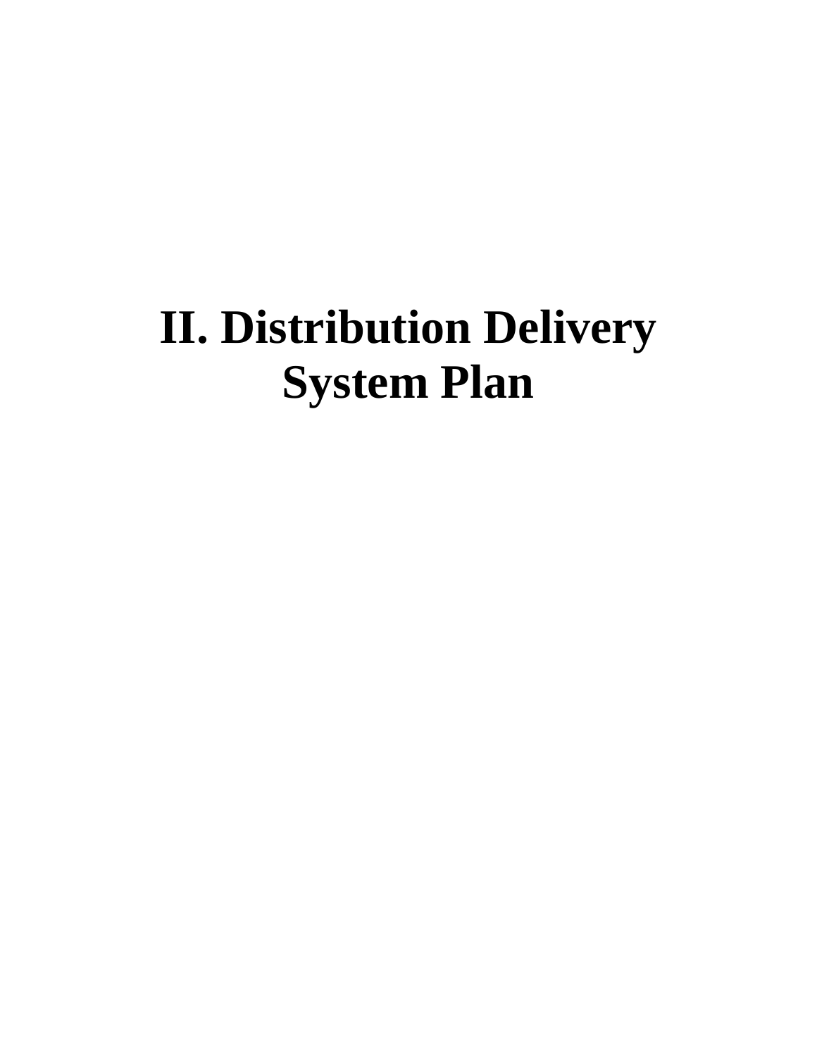# II. Distribution Delivery System Plan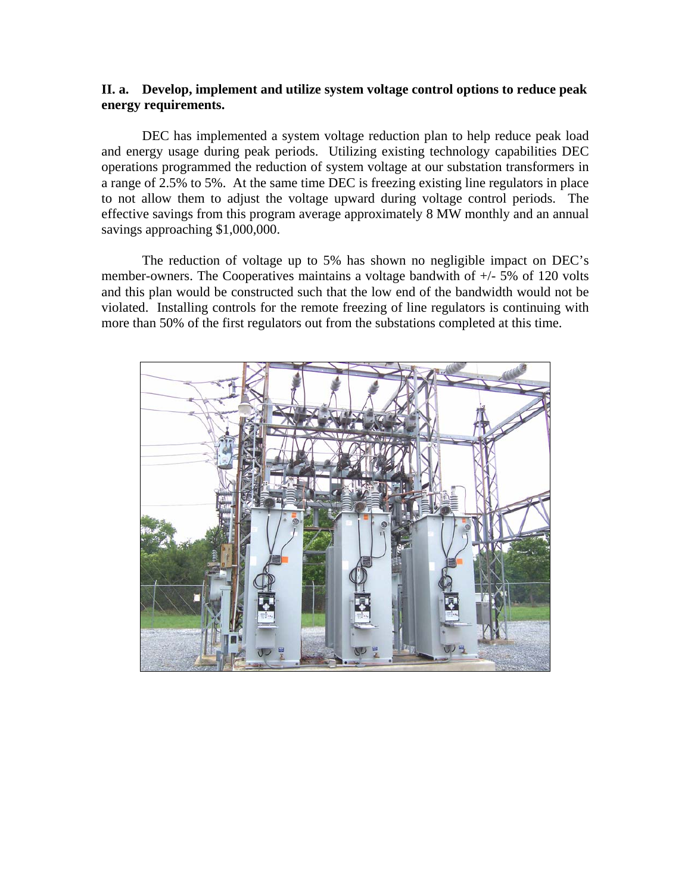**II. a. Develop, implement and utilize system voltage control options to reduce peak energy requirements.**

DEC has implemented a system voltage reduction plan to help reduce peak load and energy usage during peak periods. Utilizing existing technology capabilities DEC operations programmed the reduction of system voltage at our substation transformers in a range of 2.5% to 5%. At the same time DEC is freezing existing line regulators in place to not allow them to adjust the voltage upward during voltage control periods. The effective savings from this program average approximately 8 MW monthly and an annual savings approaching $1,000,000.

The reduction of voltage up to 5% has shown no negligible impact on DEC's member-owners. The Cooperatives maintains a voltage bandwith of +/- 5% of 120 volts and this plan would be constructed such that the low end of the bandwidth would not be violated. Installing controls for the remote freezing of line regulators is continuing with more than 50% of the first regulators out from the substations completed at this time.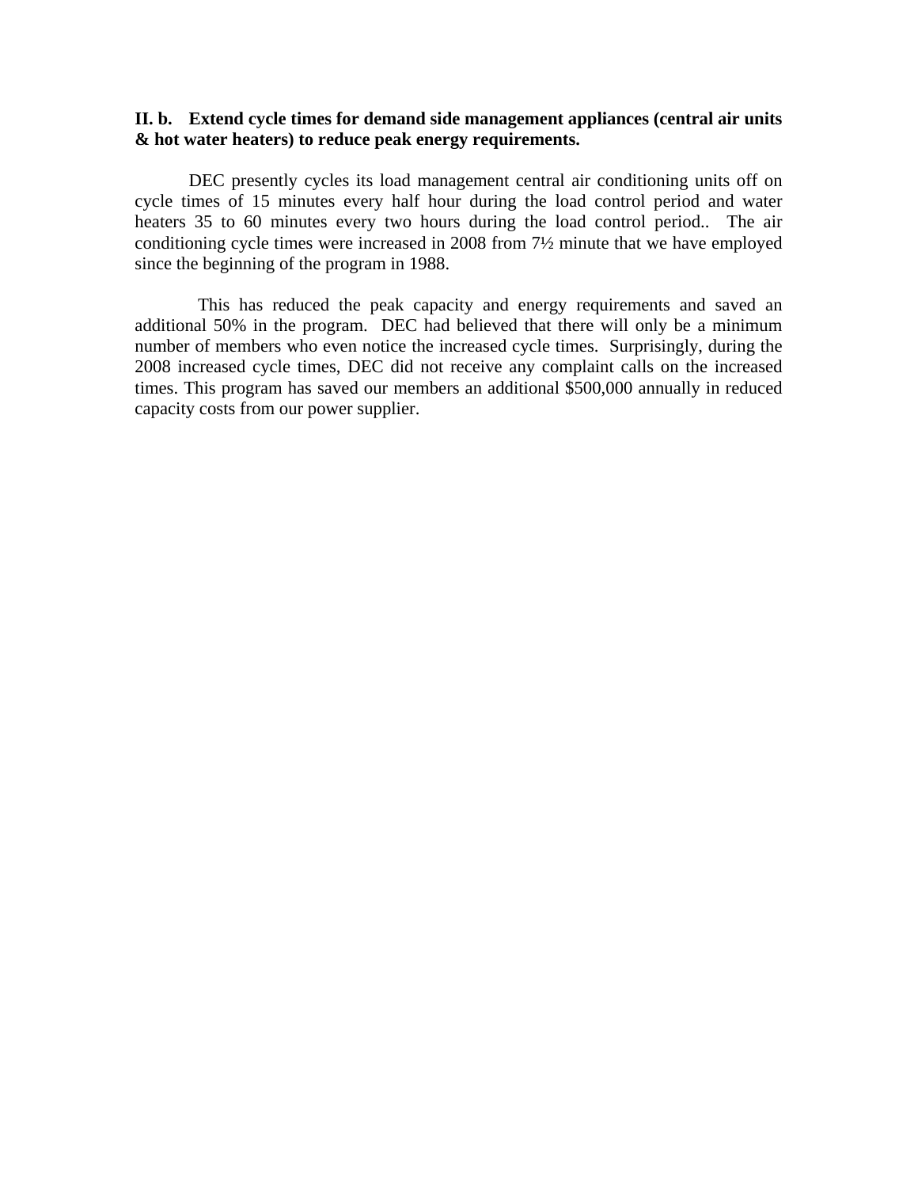**II. b. Extend cycle times for demand side management appliances (central air units & hot water heaters) to reduce peak energy requirements.**

DEC presently cycles its load management central air conditioning units off on cycle times of 15 minutes every half hour during the load control period and water heaters 35 to 60 minutes every two hours during the load control period.. The air conditioning cycle times were increased in 2008 from 7½ minute that we have employed since the beginning of the program in 1988.

This has reduced the peak capacity and energy requirements and saved an additional 50% in the program. DEC had believed that there will only be a minimum number of members who even notice the increased cycle times. Surprisingly, during the 2008 increased cycle times, DEC did not receive any complaint calls on the increased times. This program has saved our members an additional $500,000 annually in reduced capacity costs from our power supplier.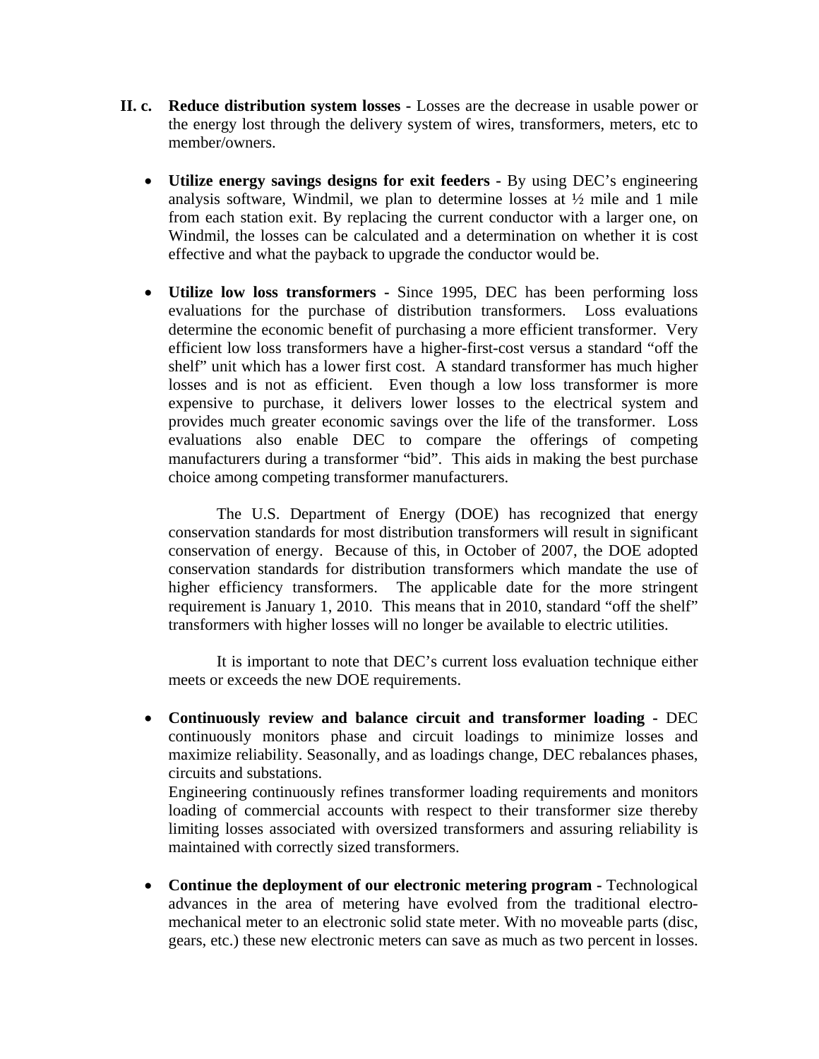**II. c. Reduce distribution system losses -** Losses are the decrease in usable power or the energy lost through the delivery system of wires, transformers, meters, etc to member/owners.

- **Utilize energy savings designs for exit feeders -** By using DEC's engineering analysis software, Windmil, we plan to determine losses at ½ mile and 1 mile from each station exit. By replacing the current conductor with a larger one, on Windmil, the losses can be calculated and a determination on whether it is cost effective and what the payback to upgrade the conductor would be.

- **Utilize low loss transformers -** Since 1995, DEC has been performing loss evaluations for the purchase of distribution transformers. Loss evaluations determine the economic benefit of purchasing a more efficient transformer. Very efficient low loss transformers have a higher-first-cost versus a standard "off the shelf" unit which has a lower first cost. A standard transformer has much higher losses and is not as efficient. Even though a low loss transformer is more expensive to purchase, it delivers lower losses to the electrical system and provides much greater economic savings over the life of the transformer. Loss evaluations also enable DEC to compare the offerings of competing manufacturers during a transformer "bid". This aids in making the best purchase choice among competing transformer manufacturers.

  The U.S. Department of Energy (DOE) has recognized that energy conservation standards for most distribution transformers will result in significant conservation of energy. Because of this, in October of 2007, the DOE adopted conservation standards for distribution transformers which mandate the use of higher efficiency transformers. The applicable date for the more stringent requirement is January 1, 2010. This means that in 2010, standard "off the shelf" transformers with higher losses will no longer be available to electric utilities.

  It is important to note that DEC's current loss evaluation technique either meets or exceeds the new DOE requirements.

- **Continuously review and balance circuit and transformer loading -** DEC continuously monitors phase and circuit loadings to minimize losses and maximize reliability. Seasonally, and as loadings change, DEC rebalances phases, circuits and substations.
  Engineering continuously refines transformer loading requirements and monitors loading of commercial accounts with respect to their transformer size thereby limiting losses associated with oversized transformers and assuring reliability is maintained with correctly sized transformers.

- **Continue the deployment of our electronic metering program -** Technological advances in the area of metering have evolved from the traditional electro-mechanical meter to an electronic solid state meter. With no moveable parts (disc, gears, etc.) these new electronic meters can save as much as two percent in losses.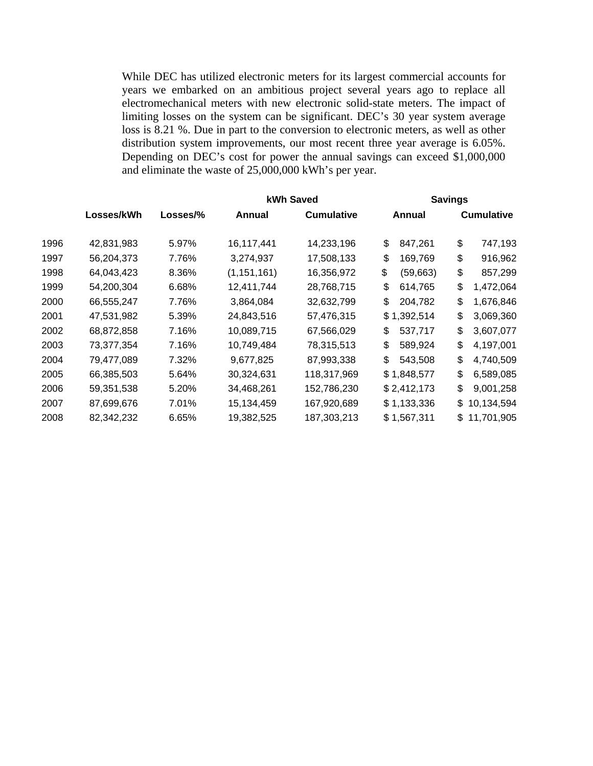While DEC has utilized electronic meters for its largest commercial accounts for years we embarked on an ambitious project several years ago to replace all electromechanical meters with new electronic solid-state meters. The impact of limiting losses on the system can be significant. DEC's 30 year system average loss is 8.21 %. Due in part to the conversion to electronic meters, as well as other distribution system improvements, our most recent three year average is 6.05%. Depending on DEC's cost for power the annual savings can exceed $1,000,000 and eliminate the waste of 25,000,000 kWh's per year.

| | | | kWh Saved | | Savings | |
|---|---|---|---|---|---|---|
| | Losses/kWh | Losses/% | Annual | Cumulative | Annual | Cumulative |
| 1996 | 42,831,983 | 5.97% | 16,117,441 | 14,233,196 | $ 847,261 | $ 747,193 |
| 1997 | 56,204,373 | 7.76% | 3,274,937 | 17,508,133 | $ 169,769 | $ 916,962 |
| 1998 | 64,043,423 | 8.36% | (1,151,161) | 16,356,972 | $ (59,663) | $ 857,299 |
| 1999 | 54,200,304 | 6.68% | 12,411,744 | 28,768,715 | $ 614,765 | $ 1,472,064 |
| 2000 | 66,555,247 | 7.76% | 3,864,084 | 32,632,799 | $ 204,782 | $ 1,676,846 |
| 2001 | 47,531,982 | 5.39% | 24,843,516 | 57,476,315 | $ 1,392,514 | $ 3,069,360 |
| 2002 | 68,872,858 | 7.16% | 10,089,715 | 67,566,029 | $ 537,717 | $ 3,607,077 |
| 2003 | 73,377,354 | 7.16% | 10,749,484 | 78,315,513 | $ 589,924 | $ 4,197,001 |
| 2004 | 79,477,089 | 7.32% | 9,677,825 | 87,993,338 | $ 543,508 | $ 4,740,509 |
| 2005 | 66,385,503 | 5.64% | 30,324,631 | 118,317,969 | $ 1,848,577 | $ 6,589,085 |
| 2006 | 59,351,538 | 5.20% | 34,468,261 | 152,786,230 | $ 2,412,173 | $ 9,001,258 |
| 2007 | 87,699,676 | 7.01% | 15,134,459 | 167,920,689 | $ 1,133,336 | $ 10,134,594 |
| 2008 | 82,342,232 | 6.65% | 19,382,525 | 187,303,213 | $ 1,567,311 | $ 11,701,905 |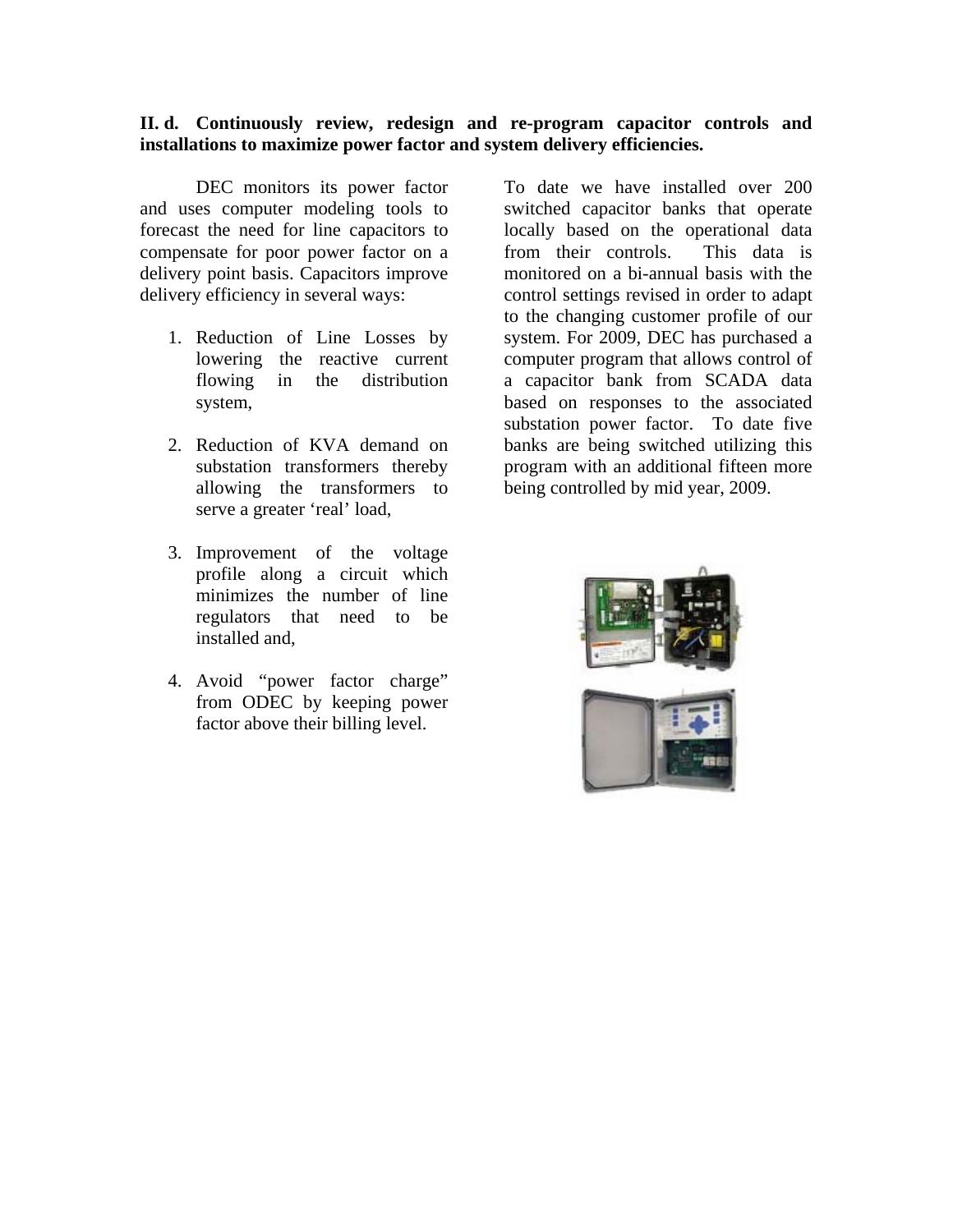**II. d. Continuously review, redesign and re-program capacitor controls and installations to maximize power factor and system delivery efficiencies.**

DEC monitors its power factor and uses computer modeling tools to forecast the need for line capacitors to compensate for poor power factor on a delivery point basis. Capacitors improve delivery efficiency in several ways:

1. Reduction of Line Losses by lowering the reactive current flowing in the distribution system,

2. Reduction of KVA demand on substation transformers thereby allowing the transformers to serve a greater 'real' load,

3. Improvement of the voltage profile along a circuit which minimizes the number of line regulators that need to be installed and,

4. Avoid "power factor charge" from ODEC by keeping power factor above their billing level.

To date we have installed over 200 switched capacitor banks that operate locally based on the operational data from their controls. This data is monitored on a bi-annual basis with the control settings revised in order to adapt to the changing customer profile of our system. For 2009, DEC has purchased a computer program that allows control of a capacitor bank from SCADA data based on responses to the associated substation power factor. To date five banks are being switched utilizing this program with an additional fifteen more being controlled by mid year, 2009.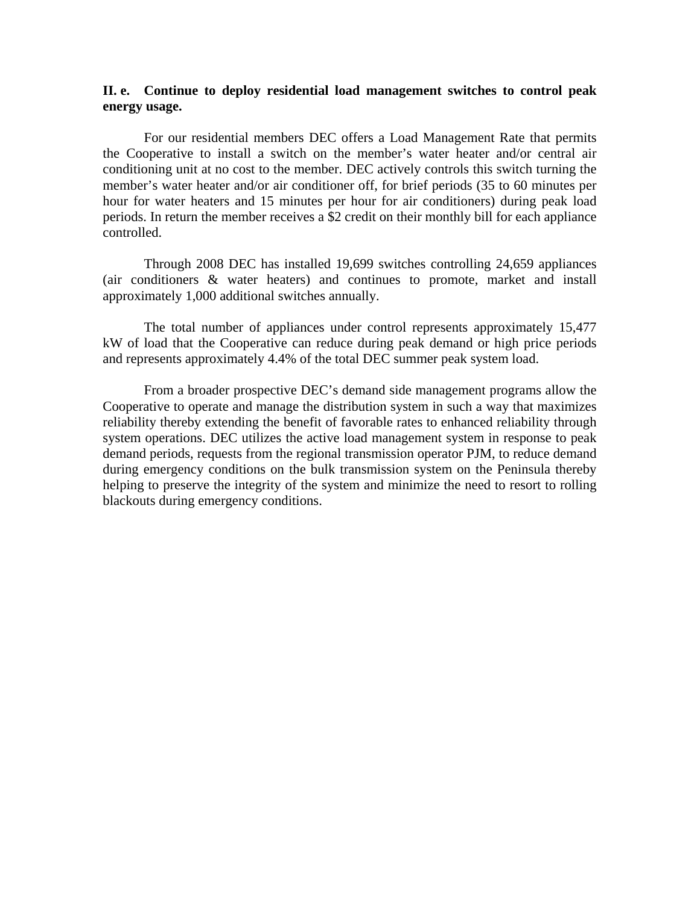**II. e. Continue to deploy residential load management switches to control peak energy usage.**

For our residential members DEC offers a Load Management Rate that permits the Cooperative to install a switch on the member's water heater and/or central air conditioning unit at no cost to the member. DEC actively controls this switch turning the member's water heater and/or air conditioner off, for brief periods (35 to 60 minutes per hour for water heaters and 15 minutes per hour for air conditioners) during peak load periods. In return the member receives a $2 credit on their monthly bill for each appliance controlled.

Through 2008 DEC has installed 19,699 switches controlling 24,659 appliances (air conditioners & water heaters) and continues to promote, market and install approximately 1,000 additional switches annually.

The total number of appliances under control represents approximately 15,477 kW of load that the Cooperative can reduce during peak demand or high price periods and represents approximately 4.4% of the total DEC summer peak system load.

From a broader prospective DEC's demand side management programs allow the Cooperative to operate and manage the distribution system in such a way that maximizes reliability thereby extending the benefit of favorable rates to enhanced reliability through system operations. DEC utilizes the active load management system in response to peak demand periods, requests from the regional transmission operator PJM, to reduce demand during emergency conditions on the bulk transmission system on the Peninsula thereby helping to preserve the integrity of the system and minimize the need to resort to rolling blackouts during emergency conditions.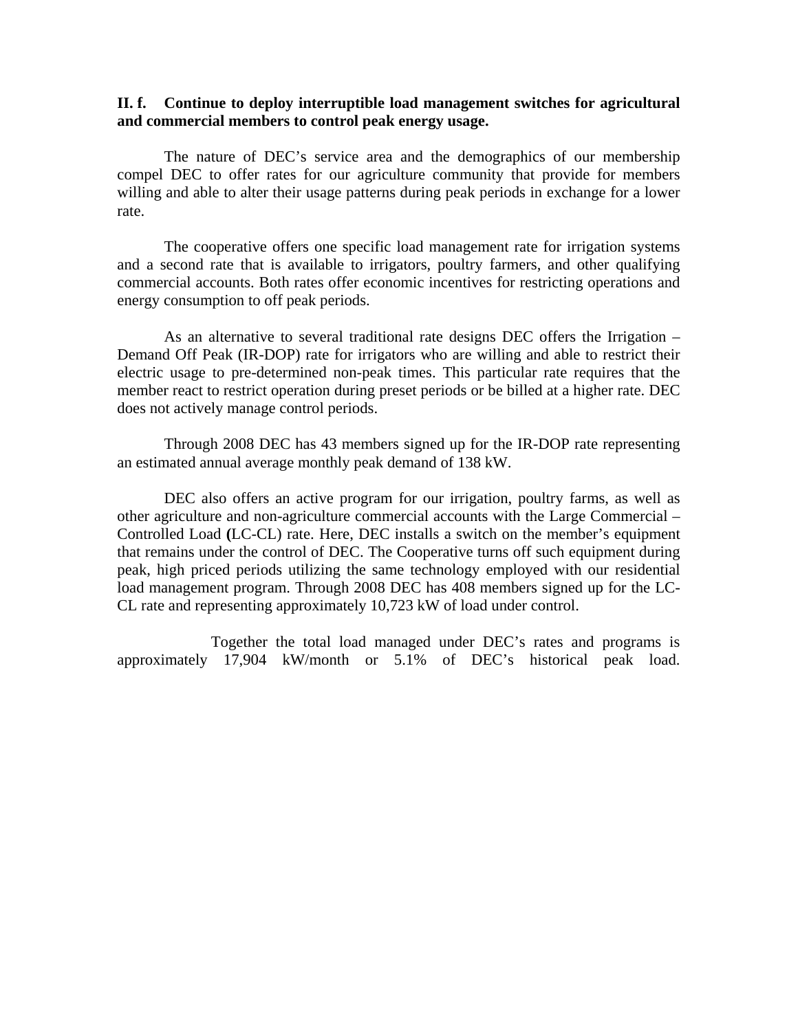**II. f. Continue to deploy interruptible load management switches for agricultural and commercial members to control peak energy usage.**

The nature of DEC's service area and the demographics of our membership compel DEC to offer rates for our agriculture community that provide for members willing and able to alter their usage patterns during peak periods in exchange for a lower rate.

The cooperative offers one specific load management rate for irrigation systems and a second rate that is available to irrigators, poultry farmers, and other qualifying commercial accounts. Both rates offer economic incentives for restricting operations and energy consumption to off peak periods.

As an alternative to several traditional rate designs DEC offers the Irrigation – Demand Off Peak (IR-DOP) rate for irrigators who are willing and able to restrict their electric usage to pre-determined non-peak times. This particular rate requires that the member react to restrict operation during preset periods or be billed at a higher rate. DEC does not actively manage control periods.

Through 2008 DEC has 43 members signed up for the IR-DOP rate representing an estimated annual average monthly peak demand of 138 kW.

DEC also offers an active program for our irrigation, poultry farms, as well as other agriculture and non-agriculture commercial accounts with the Large Commercial – Controlled Load **(**LC-CL) rate. Here, DEC installs a switch on the member's equipment that remains under the control of DEC. The Cooperative turns off such equipment during peak, high priced periods utilizing the same technology employed with our residential load management program. Through 2008 DEC has 408 members signed up for the LC-CL rate and representing approximately 10,723 kW of load under control.

Together the total load managed under DEC's rates and programs is approximately 17,904 kW/month or 5.1% of DEC's historical peak load.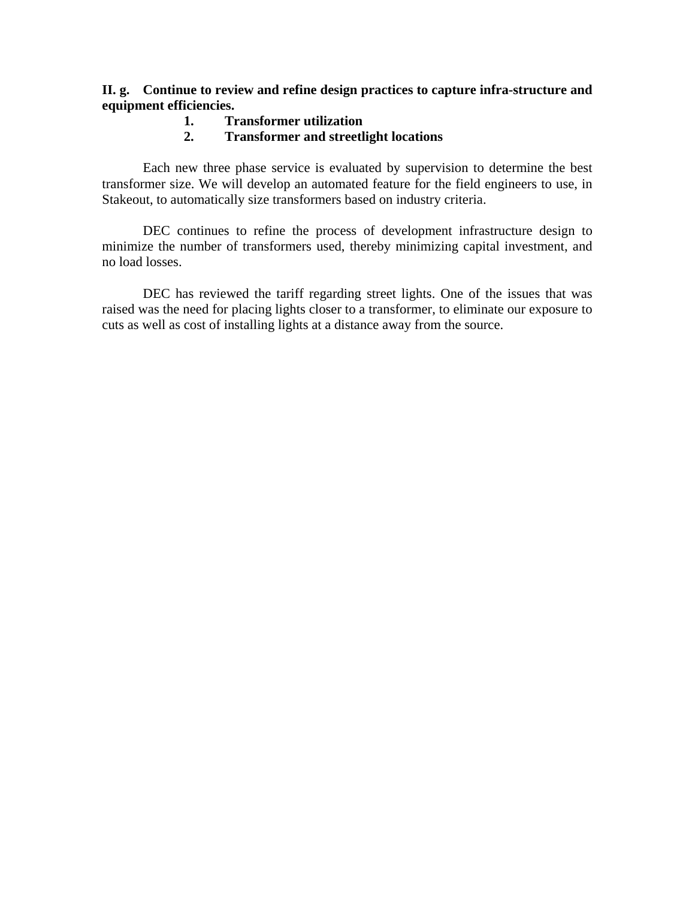**II. g. Continue to review and refine design practices to capture infra-structure and equipment efficiencies.**

1. **Transformer utilization**
2. **Transformer and streetlight locations**

Each new three phase service is evaluated by supervision to determine the best transformer size. We will develop an automated feature for the field engineers to use, in Stakeout, to automatically size transformers based on industry criteria.

DEC continues to refine the process of development infrastructure design to minimize the number of transformers used, thereby minimizing capital investment, and no load losses.

DEC has reviewed the tariff regarding street lights. One of the issues that was raised was the need for placing lights closer to a transformer, to eliminate our exposure to cuts as well as cost of installing lights at a distance away from the source.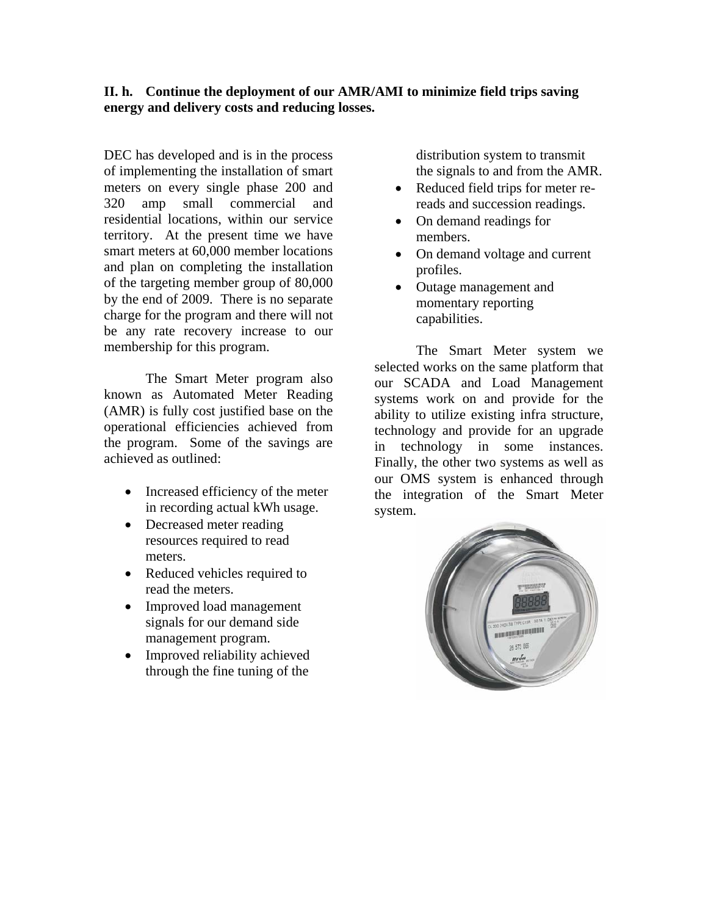**II. h. Continue the deployment of our AMR/AMI to minimize field trips saving energy and delivery costs and reducing losses.**

DEC has developed and is in the process of implementing the installation of smart meters on every single phase 200 and 320 amp small commercial and residential locations, within our service territory. At the present time we have smart meters at 60,000 member locations and plan on completing the installation of the targeting member group of 80,000 by the end of 2009. There is no separate charge for the program and there will not be any rate recovery increase to our membership for this program.

The Smart Meter program also known as Automated Meter Reading (AMR) is fully cost justified base on the operational efficiencies achieved from the program. Some of the savings are achieved as outlined:

- Increased efficiency of the meter in recording actual kWh usage.
- Decreased meter reading resources required to read meters.
- Reduced vehicles required to read the meters.
- Improved load management signals for our demand side management program.
- Improved reliability achieved through the fine tuning of the distribution system to transmit the signals to and from the AMR.
- Reduced field trips for meter re-reads and succession readings.
- On demand readings for members.
- On demand voltage and current profiles.
- Outage management and momentary reporting capabilities.

The Smart Meter system we selected works on the same platform that our SCADA and Load Management systems work on and provide for the ability to utilize existing infra structure, technology and provide for an upgrade in technology in some instances. Finally, the other two systems as well as our OMS system is enhanced through the integration of the Smart Meter system.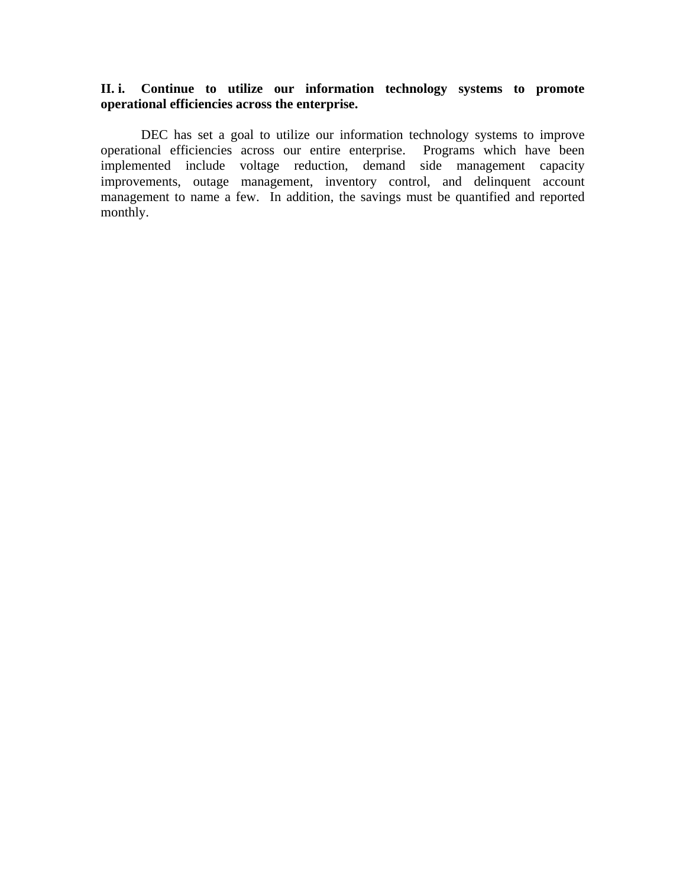**II. i. Continue to utilize our information technology systems to promote operational efficiencies across the enterprise.**

DEC has set a goal to utilize our information technology systems to improve operational efficiencies across our entire enterprise. Programs which have been implemented include voltage reduction, demand side management capacity improvements, outage management, inventory control, and delinquent account management to name a few. In addition, the savings must be quantified and reported monthly.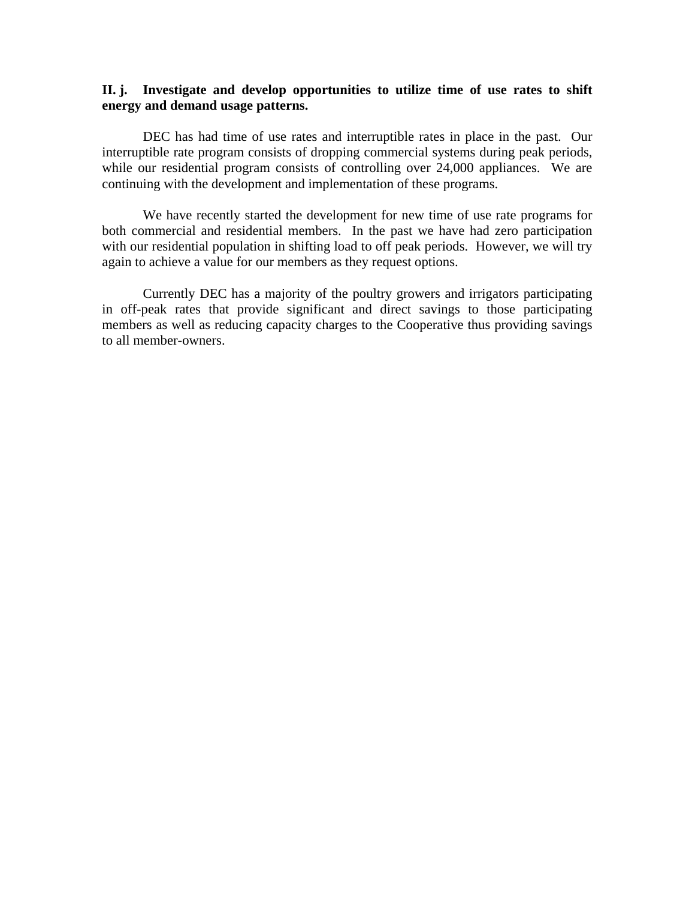**II. j. Investigate and develop opportunities to utilize time of use rates to shift energy and demand usage patterns.**

DEC has had time of use rates and interruptible rates in place in the past. Our interruptible rate program consists of dropping commercial systems during peak periods, while our residential program consists of controlling over 24,000 appliances. We are continuing with the development and implementation of these programs.

We have recently started the development for new time of use rate programs for both commercial and residential members. In the past we have had zero participation with our residential population in shifting load to off peak periods. However, we will try again to achieve a value for our members as they request options.

Currently DEC has a majority of the poultry growers and irrigators participating in off-peak rates that provide significant and direct savings to those participating members as well as reducing capacity charges to the Cooperative thus providing savings to all member-owners.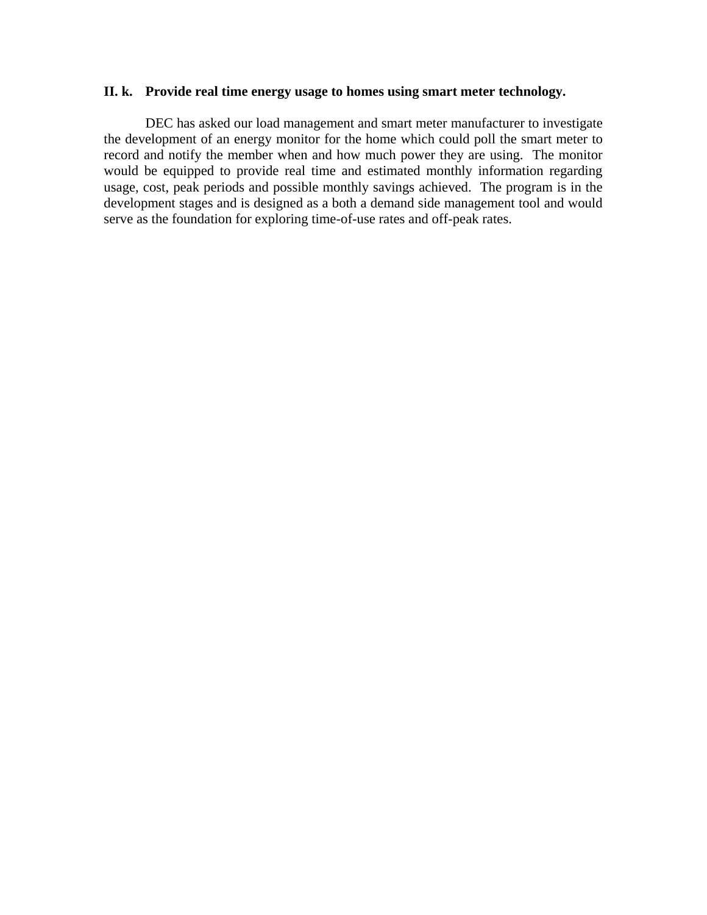## II. k. Provide real time energy usage to homes using smart meter technology.

DEC has asked our load management and smart meter manufacturer to investigate the development of an energy monitor for the home which could poll the smart meter to record and notify the member when and how much power they are using. The monitor would be equipped to provide real time and estimated monthly information regarding usage, cost, peak periods and possible monthly savings achieved. The program is in the development stages and is designed as a both a demand side management tool and would serve as the foundation for exploring time-of-use rates and off-peak rates.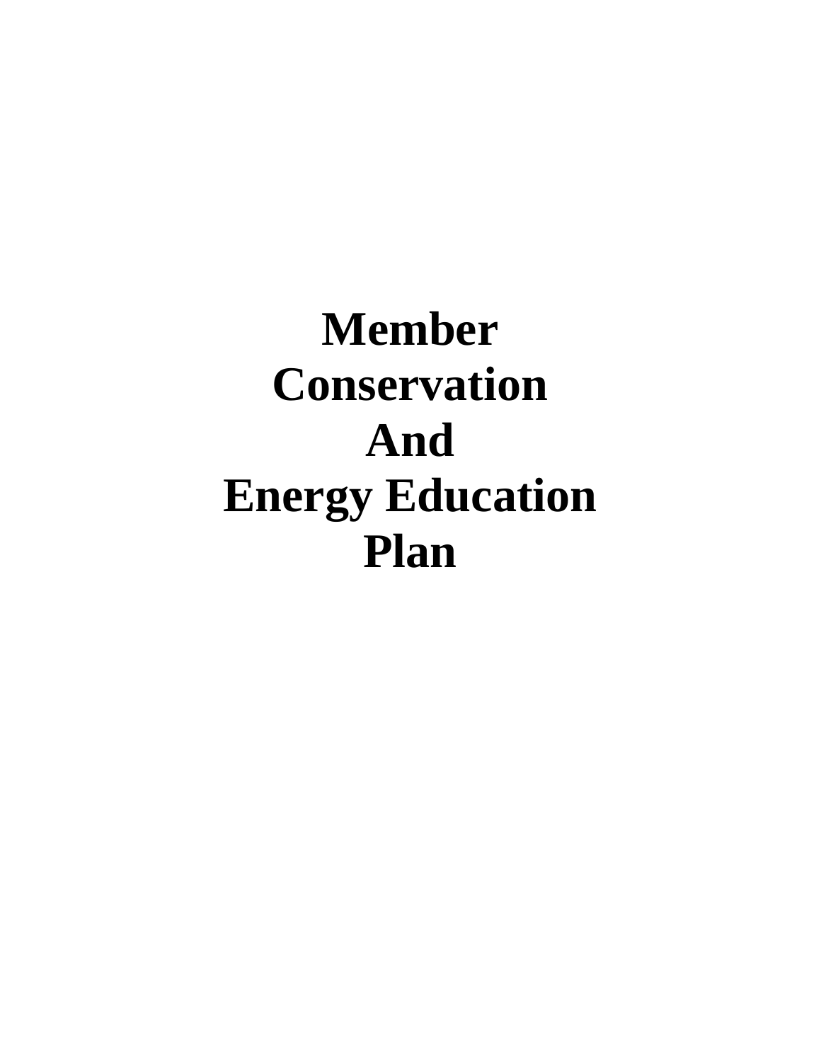# Member Conservation And Energy Education Plan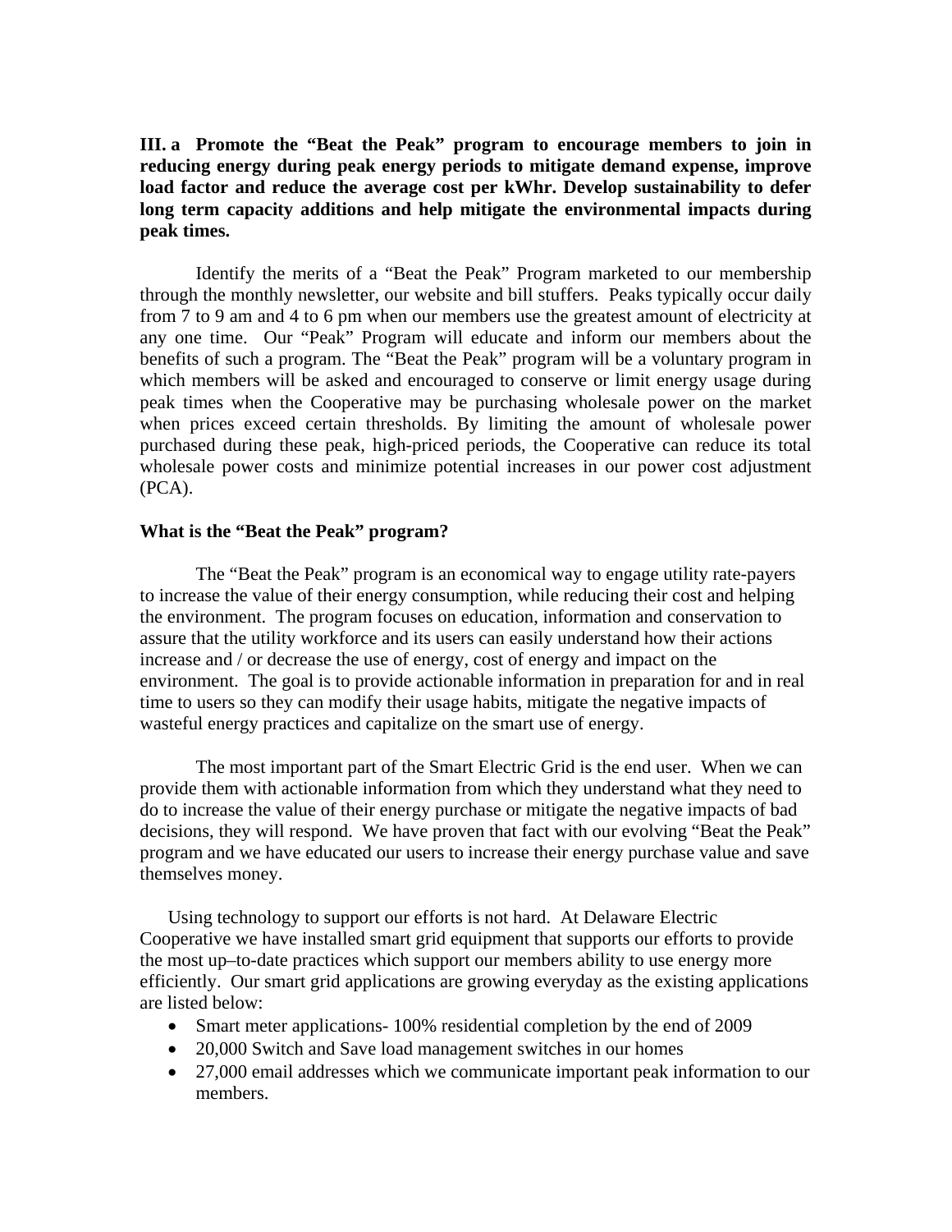**III. a Promote the "Beat the Peak" program to encourage members to join in reducing energy during peak energy periods to mitigate demand expense, improve load factor and reduce the average cost per kWhr. Develop sustainability to defer long term capacity additions and help mitigate the environmental impacts during peak times.**

Identify the merits of a "Beat the Peak" Program marketed to our membership through the monthly newsletter, our website and bill stuffers. Peaks typically occur daily from 7 to 9 am and 4 to 6 pm when our members use the greatest amount of electricity at any one time. Our "Peak" Program will educate and inform our members about the benefits of such a program. The "Beat the Peak" program will be a voluntary program in which members will be asked and encouraged to conserve or limit energy usage during peak times when the Cooperative may be purchasing wholesale power on the market when prices exceed certain thresholds. By limiting the amount of wholesale power purchased during these peak, high-priced periods, the Cooperative can reduce its total wholesale power costs and minimize potential increases in our power cost adjustment (PCA).

**What is the "Beat the Peak" program?**

The "Beat the Peak" program is an economical way to engage utility rate-payers to increase the value of their energy consumption, while reducing their cost and helping the environment. The program focuses on education, information and conservation to assure that the utility workforce and its users can easily understand how their actions increase and / or decrease the use of energy, cost of energy and impact on the environment. The goal is to provide actionable information in preparation for and in real time to users so they can modify their usage habits, mitigate the negative impacts of wasteful energy practices and capitalize on the smart use of energy.

The most important part of the Smart Electric Grid is the end user. When we can provide them with actionable information from which they understand what they need to do to increase the value of their energy purchase or mitigate the negative impacts of bad decisions, they will respond. We have proven that fact with our evolving "Beat the Peak" program and we have educated our users to increase their energy purchase value and save themselves money.

Using technology to support our efforts is not hard. At Delaware Electric Cooperative we have installed smart grid equipment that supports our efforts to provide the most up–to-date practices which support our members ability to use energy more efficiently. Our smart grid applications are growing everyday as the existing applications are listed below:

- Smart meter applications- 100% residential completion by the end of 2009
- 20,000 Switch and Save load management switches in our homes
- 27,000 email addresses which we communicate important peak information to our members.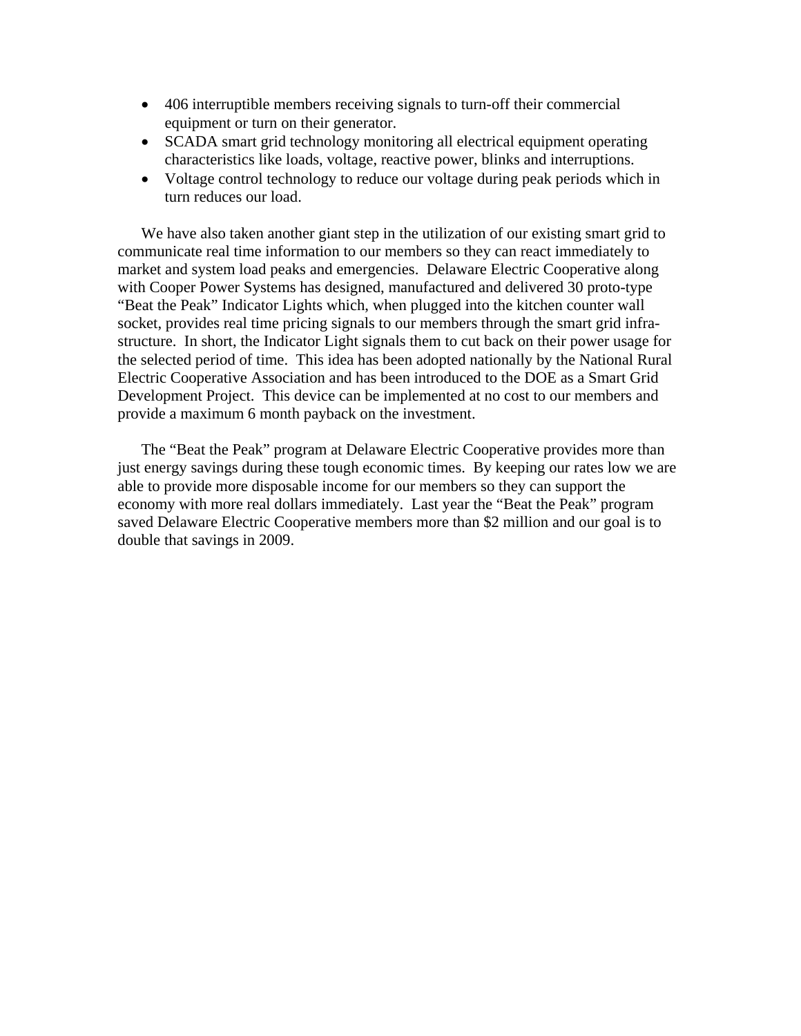- 406 interruptible members receiving signals to turn-off their commercial equipment or turn on their generator.
- SCADA smart grid technology monitoring all electrical equipment operating characteristics like loads, voltage, reactive power, blinks and interruptions.
- Voltage control technology to reduce our voltage during peak periods which in turn reduces our load.

We have also taken another giant step in the utilization of our existing smart grid to communicate real time information to our members so they can react immediately to market and system load peaks and emergencies. Delaware Electric Cooperative along with Cooper Power Systems has designed, manufactured and delivered 30 proto-type "Beat the Peak" Indicator Lights which, when plugged into the kitchen counter wall socket, provides real time pricing signals to our members through the smart grid infrastructure. In short, the Indicator Light signals them to cut back on their power usage for the selected period of time. This idea has been adopted nationally by the National Rural Electric Cooperative Association and has been introduced to the DOE as a Smart Grid Development Project. This device can be implemented at no cost to our members and provide a maximum 6 month payback on the investment.

The "Beat the Peak" program at Delaware Electric Cooperative provides more than just energy savings during these tough economic times. By keeping our rates low we are able to provide more disposable income for our members so they can support the economy with more real dollars immediately. Last year the "Beat the Peak" program saved Delaware Electric Cooperative members more than $2 million and our goal is to double that savings in 2009.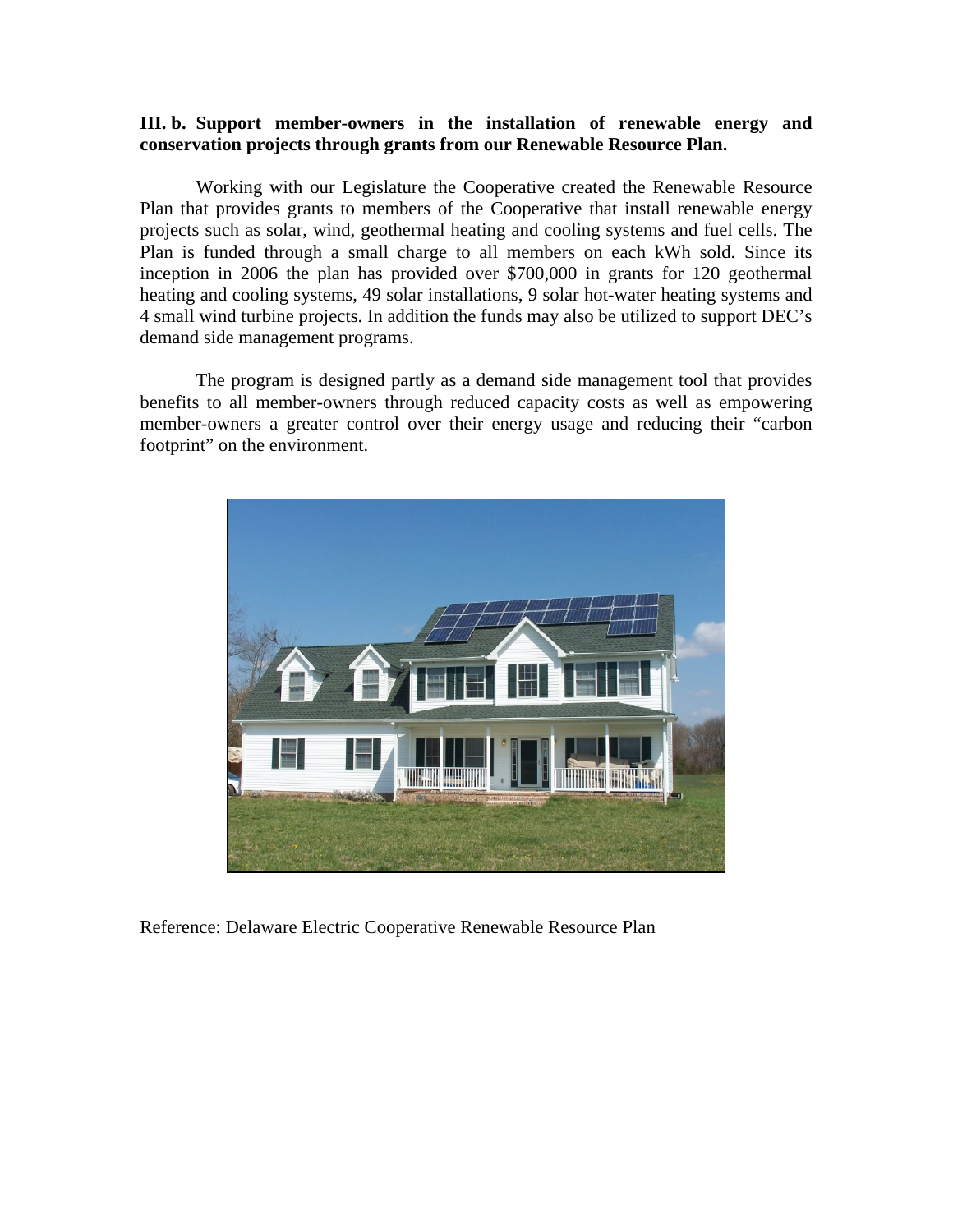**III. b. Support member-owners in the installation of renewable energy and conservation projects through grants from our Renewable Resource Plan.**

Working with our Legislature the Cooperative created the Renewable Resource Plan that provides grants to members of the Cooperative that install renewable energy projects such as solar, wind, geothermal heating and cooling systems and fuel cells. The Plan is funded through a small charge to all members on each kWh sold. Since its inception in 2006 the plan has provided over $700,000 in grants for 120 geothermal heating and cooling systems, 49 solar installations, 9 solar hot-water heating systems and 4 small wind turbine projects. In addition the funds may also be utilized to support DEC's demand side management programs.

The program is designed partly as a demand side management tool that provides benefits to all member-owners through reduced capacity costs as well as empowering member-owners a greater control over their energy usage and reducing their "carbon footprint" on the environment.

Reference: Delaware Electric Cooperative Renewable Resource Plan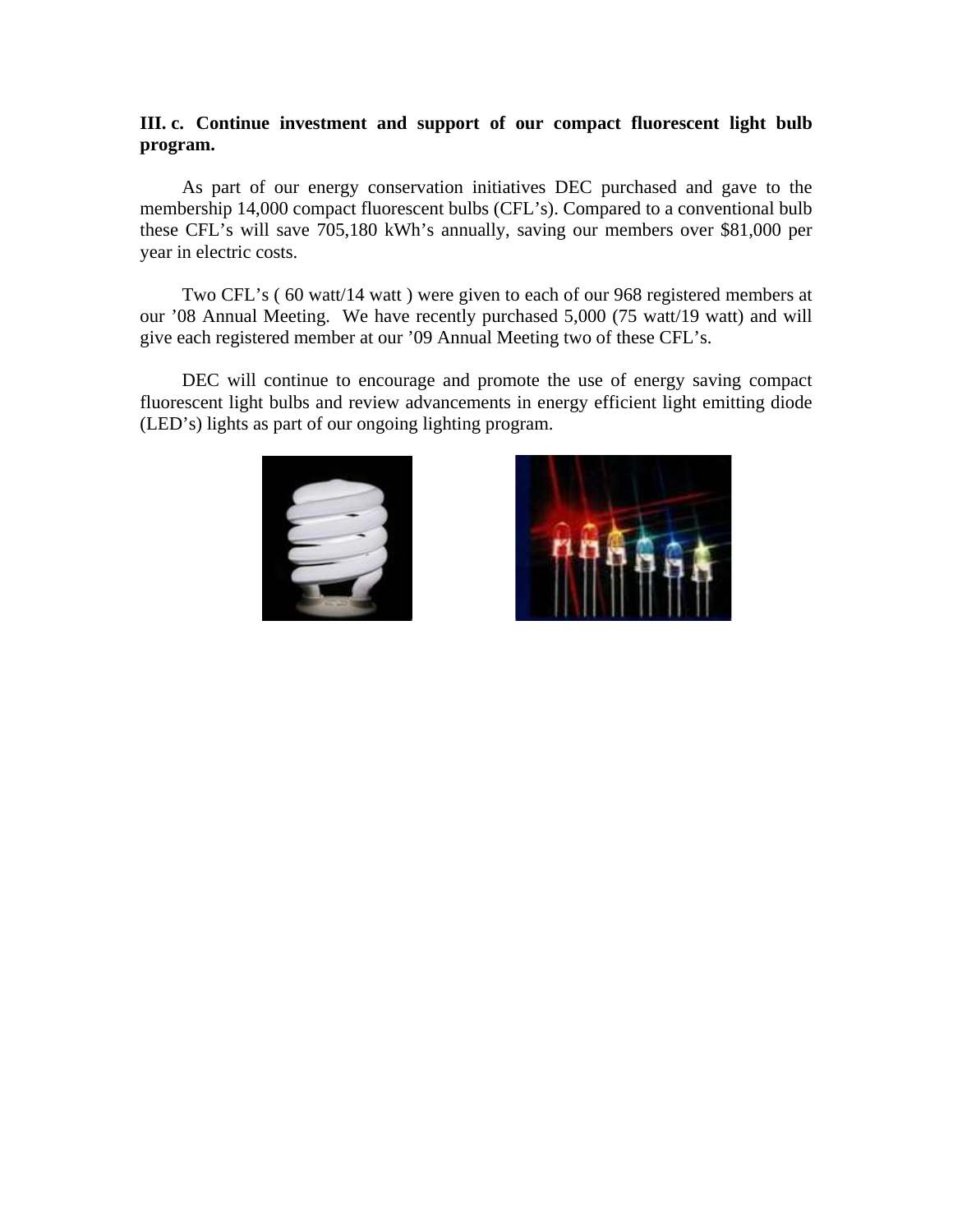**III. c. Continue investment and support of our compact fluorescent light bulb program.**

As part of our energy conservation initiatives DEC purchased and gave to the membership 14,000 compact fluorescent bulbs (CFL's). Compared to a conventional bulb these CFL's will save 705,180 kWh's annually, saving our members over $81,000 per year in electric costs.

Two CFL's ( 60 watt/14 watt ) were given to each of our 968 registered members at our '08 Annual Meeting. We have recently purchased 5,000 (75 watt/19 watt) and will give each registered member at our '09 Annual Meeting two of these CFL's.

DEC will continue to encourage and promote the use of energy saving compact fluorescent light bulbs and review advancements in energy efficient light emitting diode (LED's) lights as part of our ongoing lighting program.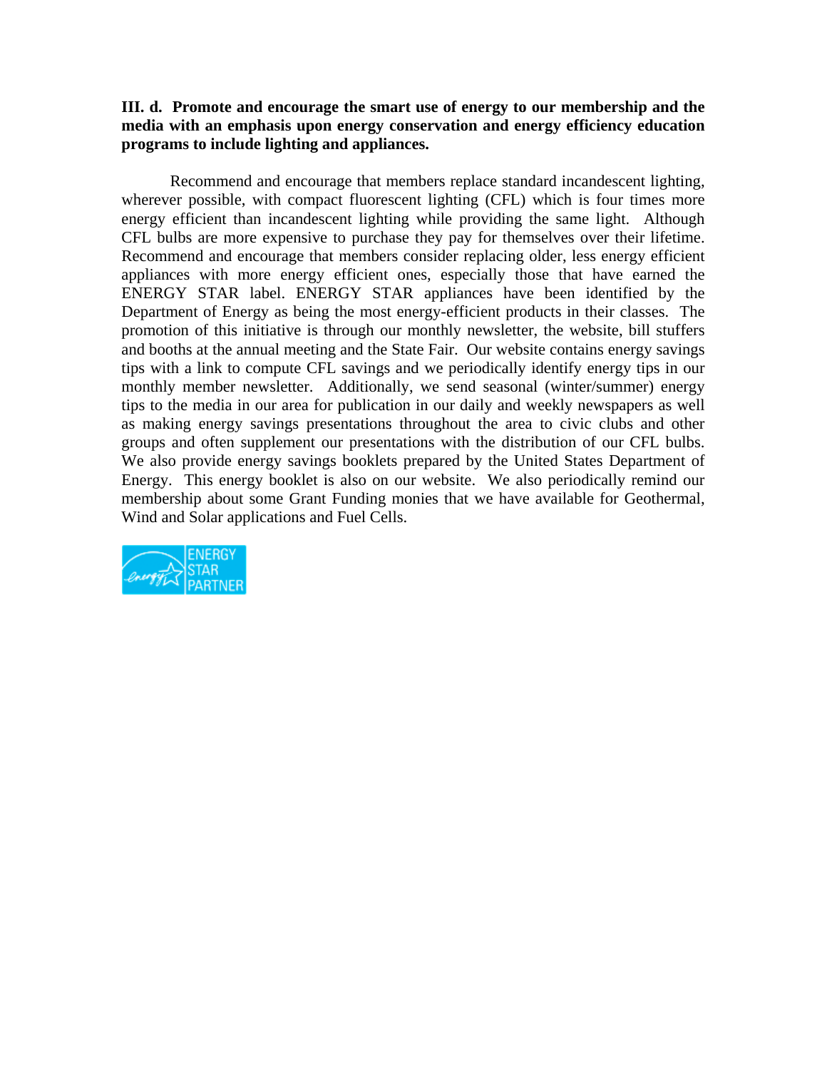**III. d. Promote and encourage the smart use of energy to our membership and the media with an emphasis upon energy conservation and energy efficiency education programs to include lighting and appliances.**

Recommend and encourage that members replace standard incandescent lighting, wherever possible, with compact fluorescent lighting (CFL) which is four times more energy efficient than incandescent lighting while providing the same light. Although CFL bulbs are more expensive to purchase they pay for themselves over their lifetime. Recommend and encourage that members consider replacing older, less energy efficient appliances with more energy efficient ones, especially those that have earned the ENERGY STAR label. ENERGY STAR appliances have been identified by the Department of Energy as being the most energy-efficient products in their classes. The promotion of this initiative is through our monthly newsletter, the website, bill stuffers and booths at the annual meeting and the State Fair. Our website contains energy savings tips with a link to compute CFL savings and we periodically identify energy tips in our monthly member newsletter. Additionally, we send seasonal (winter/summer) energy tips to the media in our area for publication in our daily and weekly newspapers as well as making energy savings presentations throughout the area to civic clubs and other groups and often supplement our presentations with the distribution of our CFL bulbs. We also provide energy savings booklets prepared by the United States Department of Energy. This energy booklet is also on our website. We also periodically remind our membership about some Grant Funding monies that we have available for Geothermal, Wind and Solar applications and Fuel Cells.

ENERGY STAR PARTNER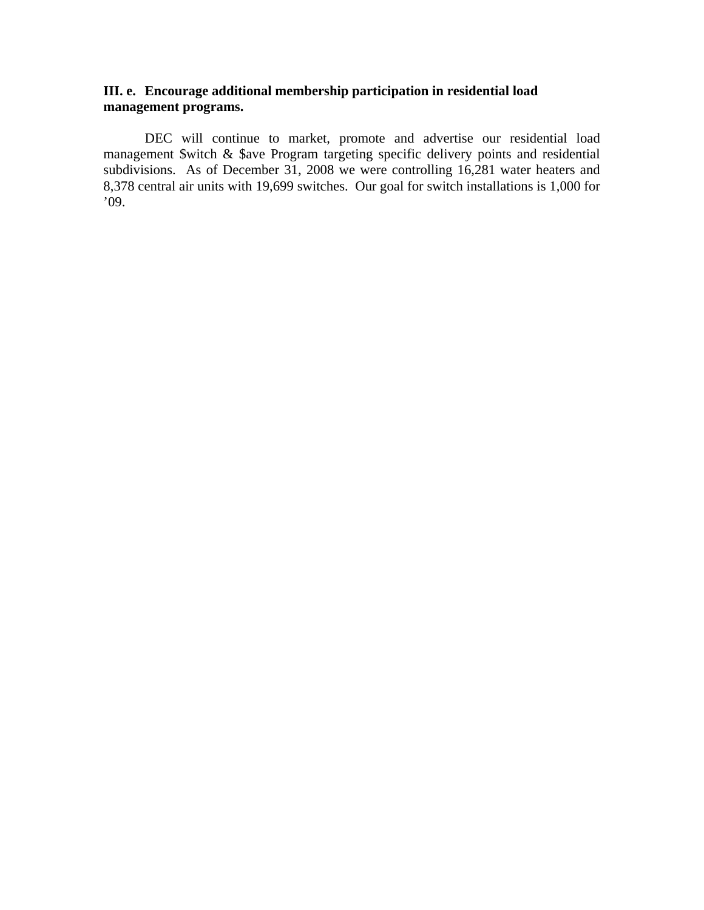**III. e. Encourage additional membership participation in residential load management programs.**

DEC will continue to market, promote and advertise our residential load management $witch & $ave Program targeting specific delivery points and residential subdivisions. As of December 31, 2008 we were controlling 16,281 water heaters and 8,378 central air units with 19,699 switches. Our goal for switch installations is 1,000 for ’09.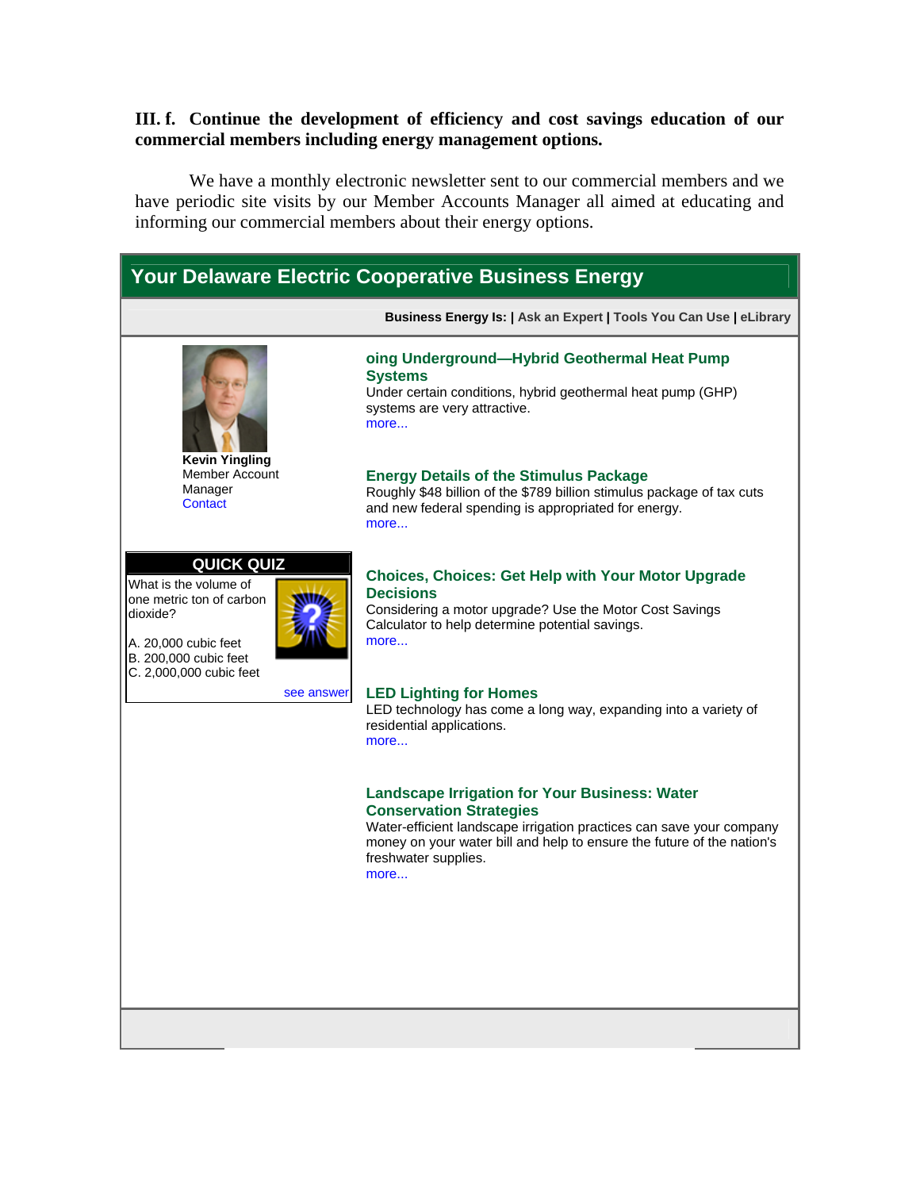**III. f. Continue the development of efficiency and cost savings education of our commercial members including energy management options.**

We have a monthly electronic newsletter sent to our commercial members and we have periodic site visits by our Member Accounts Manager all aimed at educating and informing our commercial members about their energy options.

## Your Delaware Electric Cooperative Business Energy

**Business Energy Is: | Ask an Expert | Tools You Can Use | eLibrary**

**Kevin Yingling**
Member Account Manager
Contact

**QUICK QUIZ**

What is the volume of one metric ton of carbon dioxide?

A. 20,000 cubic feet
B. 200,000 cubic feet
C. 2,000,000 cubic feet

see answer

### oing Underground—Hybrid Geothermal Heat Pump Systems

Under certain conditions, hybrid geothermal heat pump (GHP) systems are very attractive.
more...

### Energy Details of the Stimulus Package

Roughly $48 billion of the $789 billion stimulus package of tax cuts and new federal spending is appropriated for energy.
more...

### Choices, Choices: Get Help with Your Motor Upgrade Decisions

Considering a motor upgrade? Use the Motor Cost Savings Calculator to help determine potential savings.
more...

### LED Lighting for Homes

LED technology has come a long way, expanding into a variety of residential applications.
more...

### Landscape Irrigation for Your Business: Water Conservation Strategies

Water-efficient landscape irrigation practices can save your company money on your water bill and help to ensure the future of the nation's freshwater supplies.
more...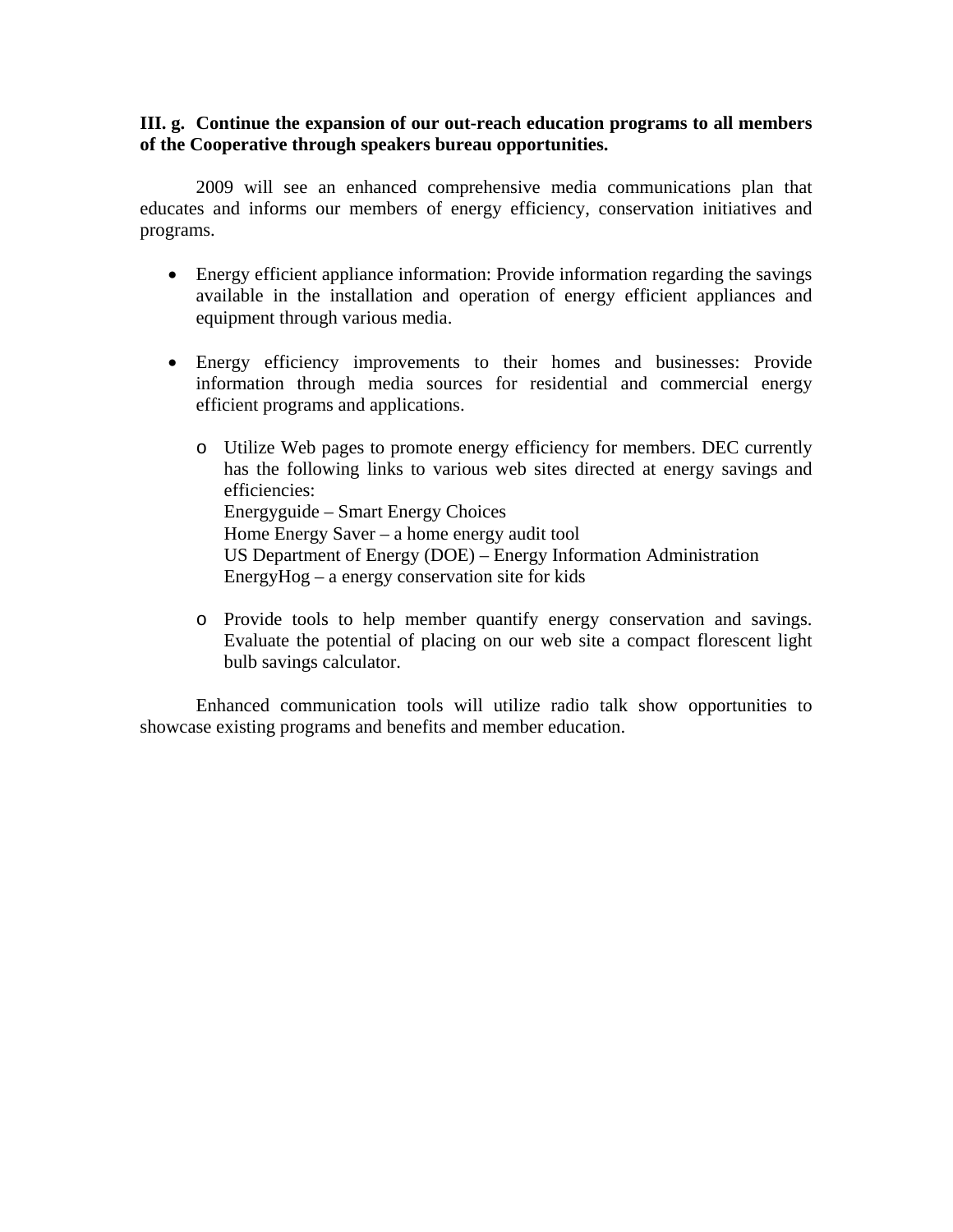**III. g. Continue the expansion of our out-reach education programs to all members of the Cooperative through speakers bureau opportunities.**

2009 will see an enhanced comprehensive media communications plan that educates and informs our members of energy efficiency, conservation initiatives and programs.

- Energy efficient appliance information: Provide information regarding the savings available in the installation and operation of energy efficient appliances and equipment through various media.

- Energy efficiency improvements to their homes and businesses: Provide information through media sources for residential and commercial energy efficient programs and applications.

    - Utilize Web pages to promote energy efficiency for members. DEC currently has the following links to various web sites directed at energy savings and efficiencies:
      Energyguide – Smart Energy Choices
      Home Energy Saver – a home energy audit tool
      US Department of Energy (DOE) – Energy Information Administration
      EnergyHog – a energy conservation site for kids

    - Provide tools to help member quantify energy conservation and savings. Evaluate the potential of placing on our web site a compact florescent light bulb savings calculator.

Enhanced communication tools will utilize radio talk show opportunities to showcase existing programs and benefits and member education.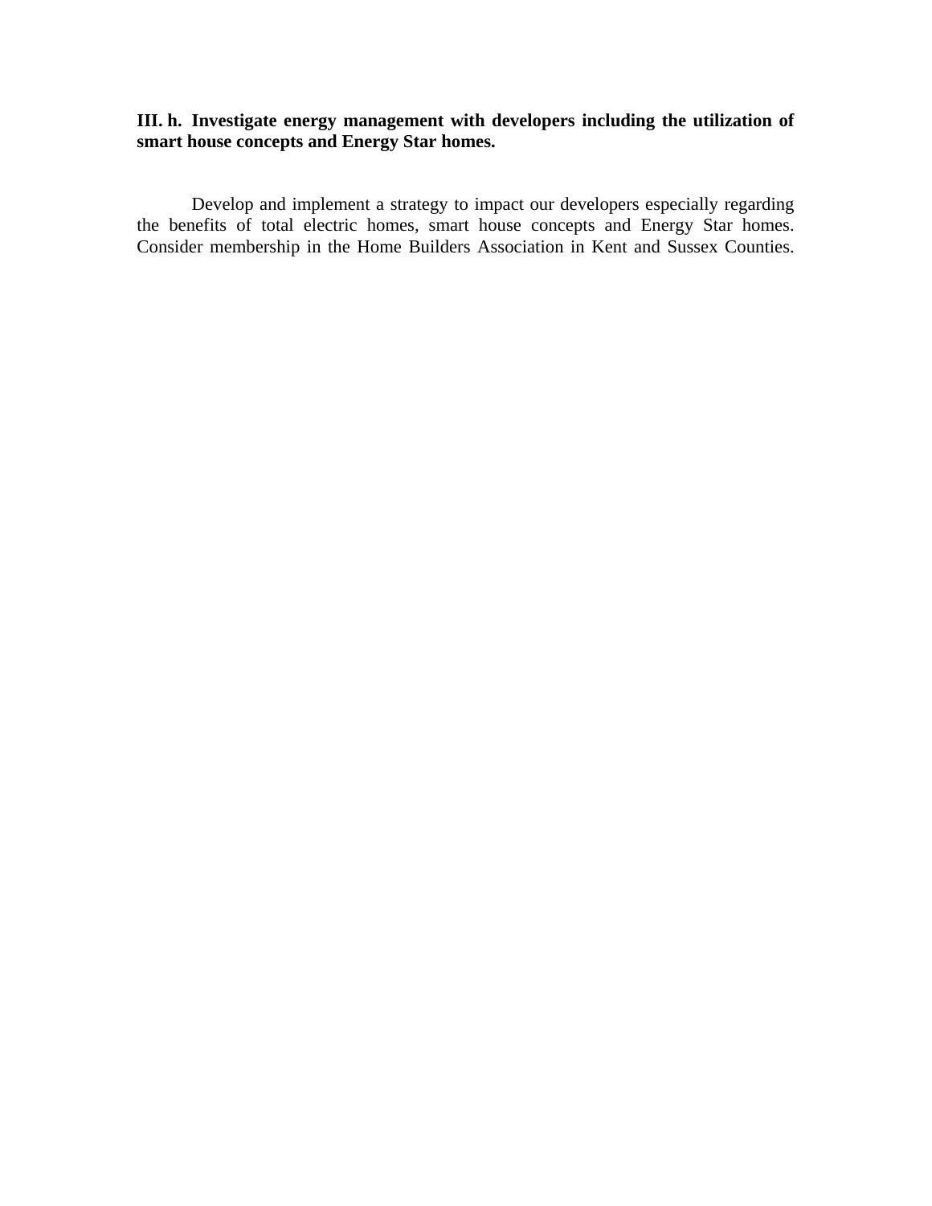**III. h. Investigate energy management with developers including the utilization of smart house concepts and Energy Star homes.**

Develop and implement a strategy to impact our developers especially regarding the benefits of total electric homes, smart house concepts and Energy Star homes. Consider membership in the Home Builders Association in Kent and Sussex Counties.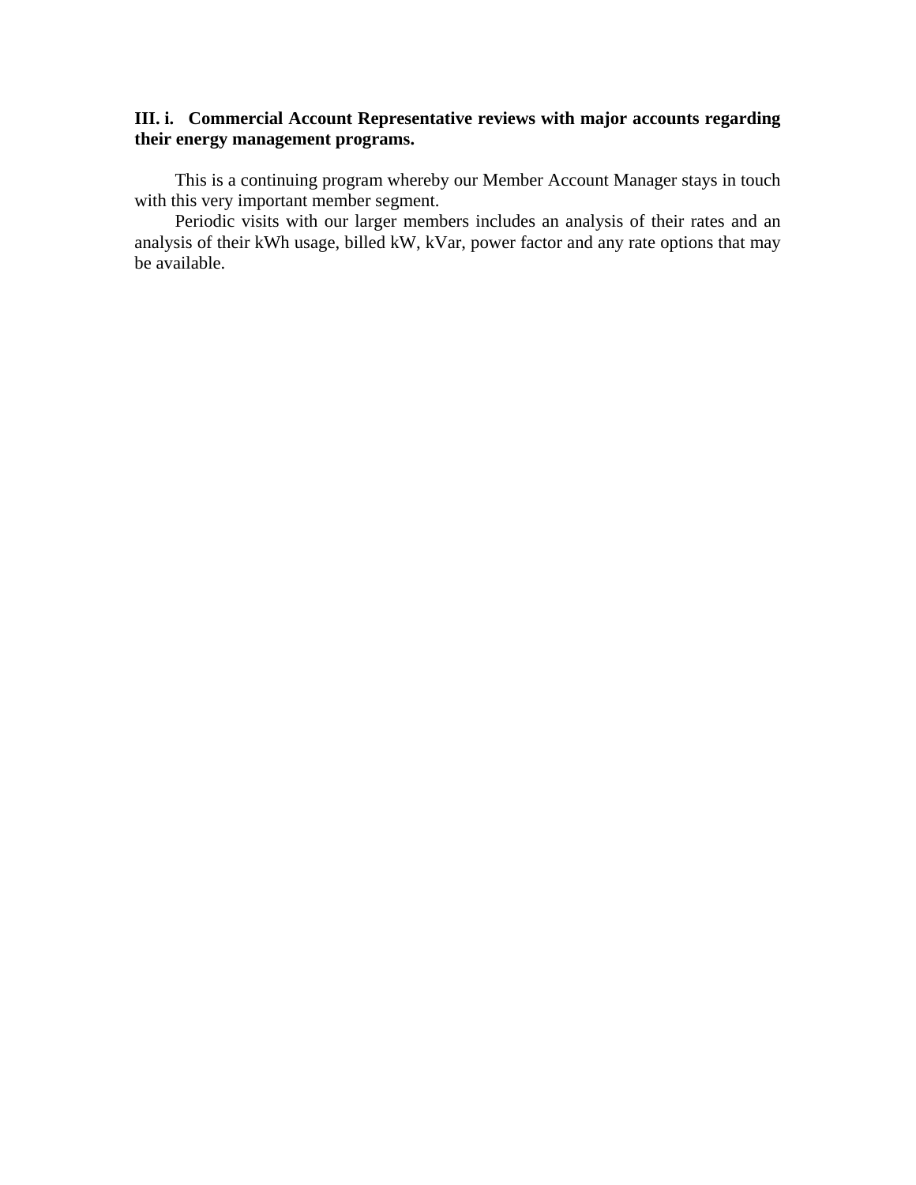**III. i. Commercial Account Representative reviews with major accounts regarding their energy management programs.**

This is a continuing program whereby our Member Account Manager stays in touch with this very important member segment.

Periodic visits with our larger members includes an analysis of their rates and an analysis of their kWh usage, billed kW, kVar, power factor and any rate options that may be available.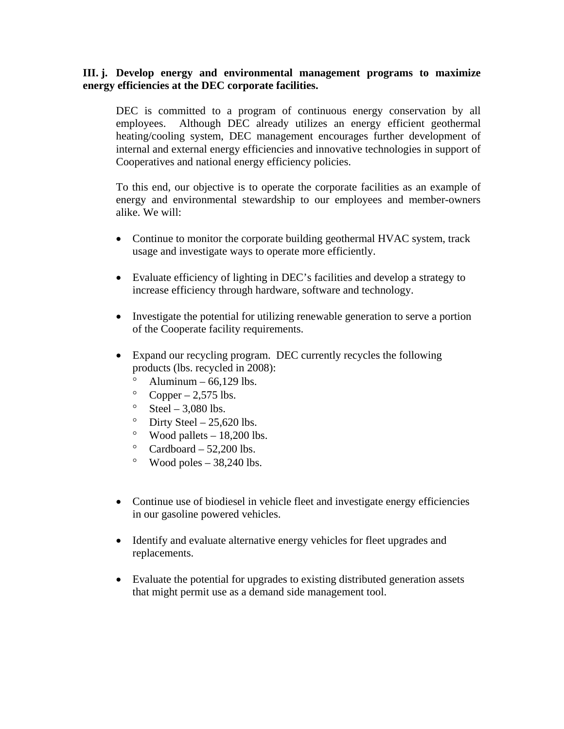**III. j. Develop energy and environmental management programs to maximize energy efficiencies at the DEC corporate facilities.**

DEC is committed to a program of continuous energy conservation by all employees. Although DEC already utilizes an energy efficient geothermal heating/cooling system, DEC management encourages further development of internal and external energy efficiencies and innovative technologies in support of Cooperatives and national energy efficiency policies.

To this end, our objective is to operate the corporate facilities as an example of energy and environmental stewardship to our employees and member-owners alike. We will:

- Continue to monitor the corporate building geothermal HVAC system, track usage and investigate ways to operate more efficiently.

- Evaluate efficiency of lighting in DEC's facilities and develop a strategy to increase efficiency through hardware, software and technology.

- Investigate the potential for utilizing renewable generation to serve a portion of the Cooperate facility requirements.

- Expand our recycling program. DEC currently recycles the following products (lbs. recycled in 2008):
  - Aluminum – 66,129 lbs.
  - Copper – 2,575 lbs.
  - Steel – 3,080 lbs.
  - Dirty Steel – 25,620 lbs.
  - Wood pallets – 18,200 lbs.
  - Cardboard – 52,200 lbs.
  - Wood poles – 38,240 lbs.

- Continue use of biodiesel in vehicle fleet and investigate energy efficiencies in our gasoline powered vehicles.

- Identify and evaluate alternative energy vehicles for fleet upgrades and replacements.

- Evaluate the potential for upgrades to existing distributed generation assets that might permit use as a demand side management tool.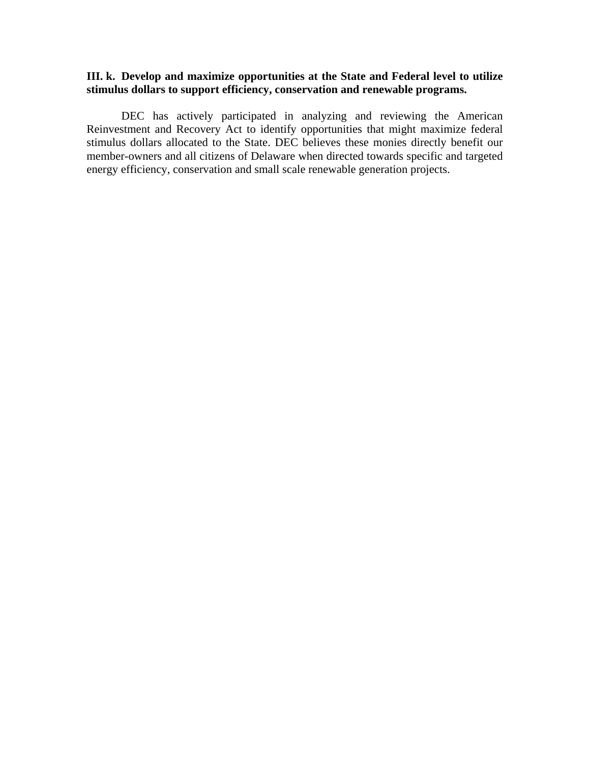**III. k. Develop and maximize opportunities at the State and Federal level to utilize stimulus dollars to support efficiency, conservation and renewable programs.**

DEC has actively participated in analyzing and reviewing the American Reinvestment and Recovery Act to identify opportunities that might maximize federal stimulus dollars allocated to the State. DEC believes these monies directly benefit our member-owners and all citizens of Delaware when directed towards specific and targeted energy efficiency, conservation and small scale renewable generation projects.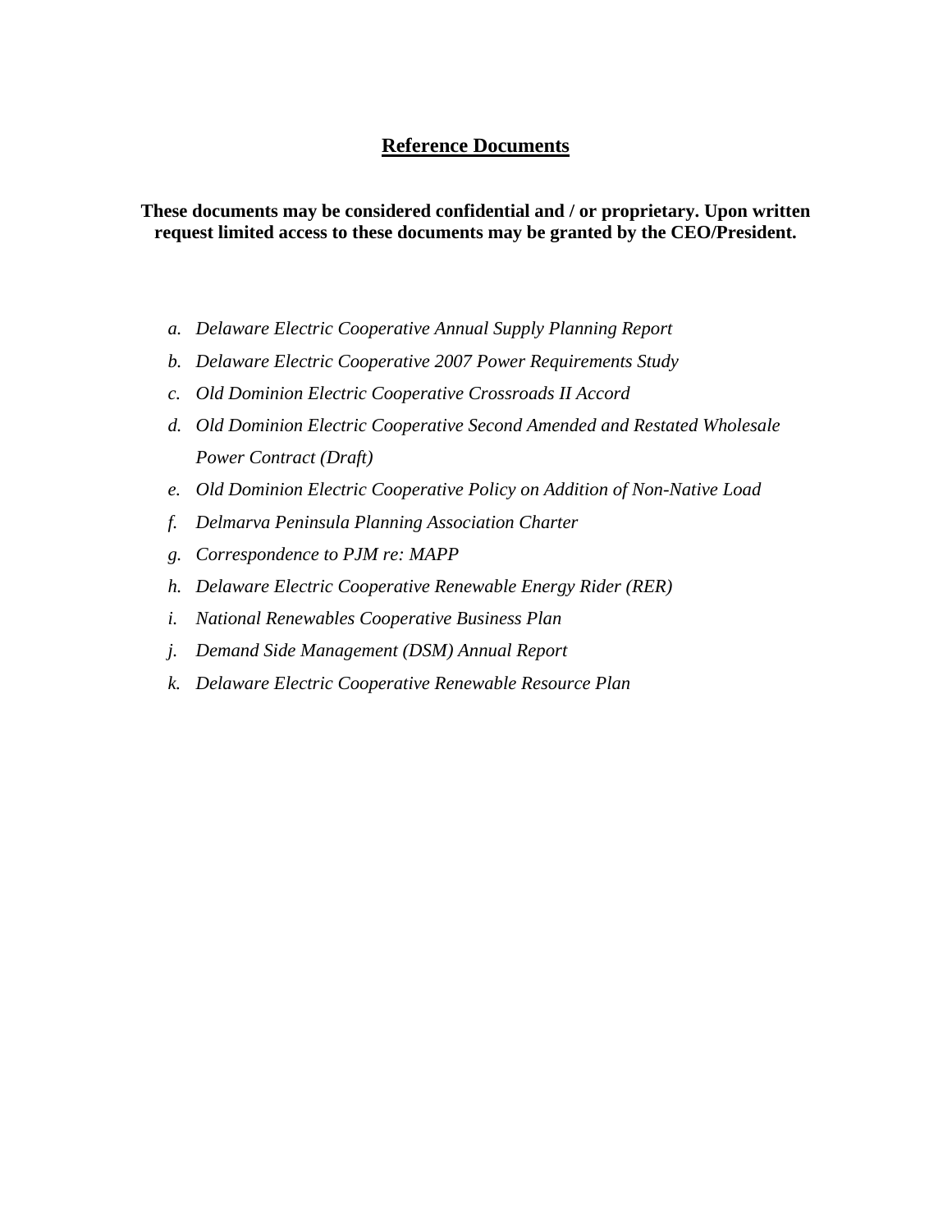## Reference Documents

**These documents may be considered confidential and / or proprietary. Upon written request limited access to these documents may be granted by the CEO/President.**

a. *Delaware Electric Cooperative Annual Supply Planning Report*
b. *Delaware Electric Cooperative 2007 Power Requirements Study*
c. *Old Dominion Electric Cooperative Crossroads II Accord*
d. *Old Dominion Electric Cooperative Second Amended and Restated Wholesale Power Contract (Draft)*
e. *Old Dominion Electric Cooperative Policy on Addition of Non-Native Load*
f. *Delmarva Peninsula Planning Association Charter*
g. *Correspondence to PJM re: MAPP*
h. *Delaware Electric Cooperative Renewable Energy Rider (RER)*
i. *National Renewables Cooperative Business Plan*
j. *Demand Side Management (DSM) Annual Report*
k. *Delaware Electric Cooperative Renewable Resource Plan*